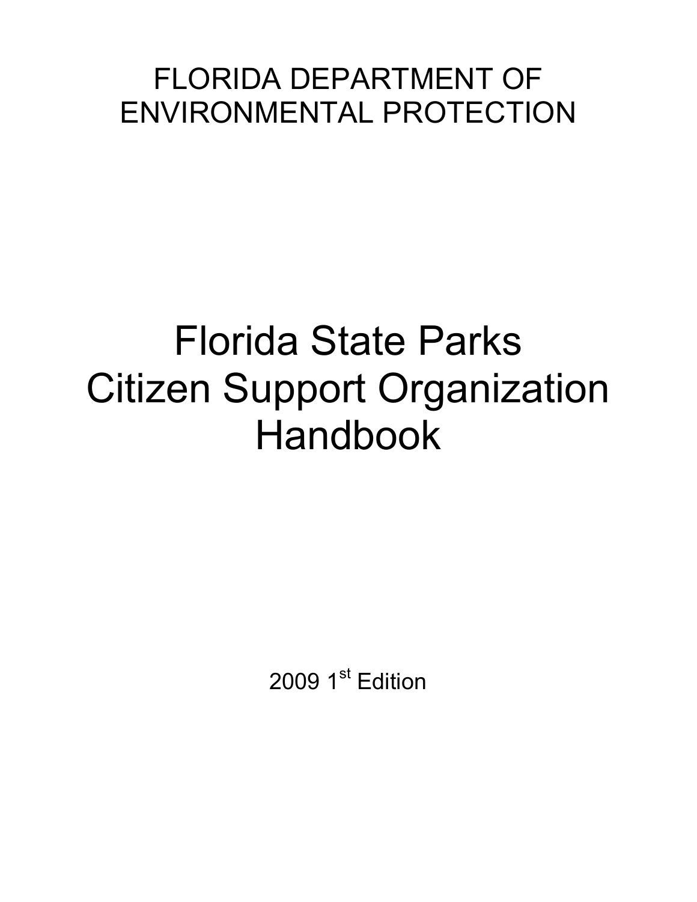FLORIDA DEPARTMENT OF ENVIRONMENTAL PROTECTION

# Florida State Parks Citizen Support Organization Handbook

2009 1st Edition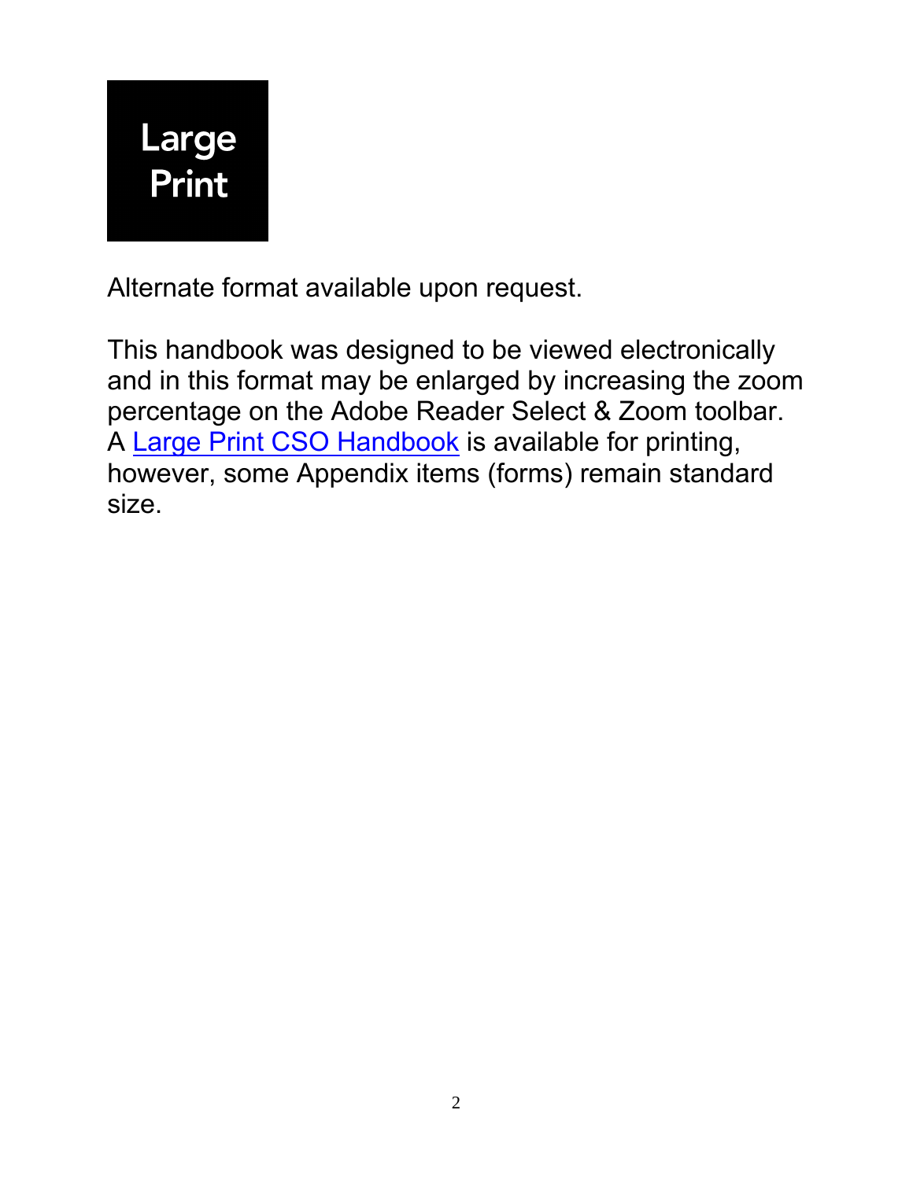**Large Print**

Alternate format available upon request.

This handbook was designed to be viewed electronically and in this format may be enlarged by increasing the zoom percentage on the Adobe Reader Select & Zoom toolbar. A Large Print CSO Handbook is available for printing, however, some Appendix items (forms) remain standard size.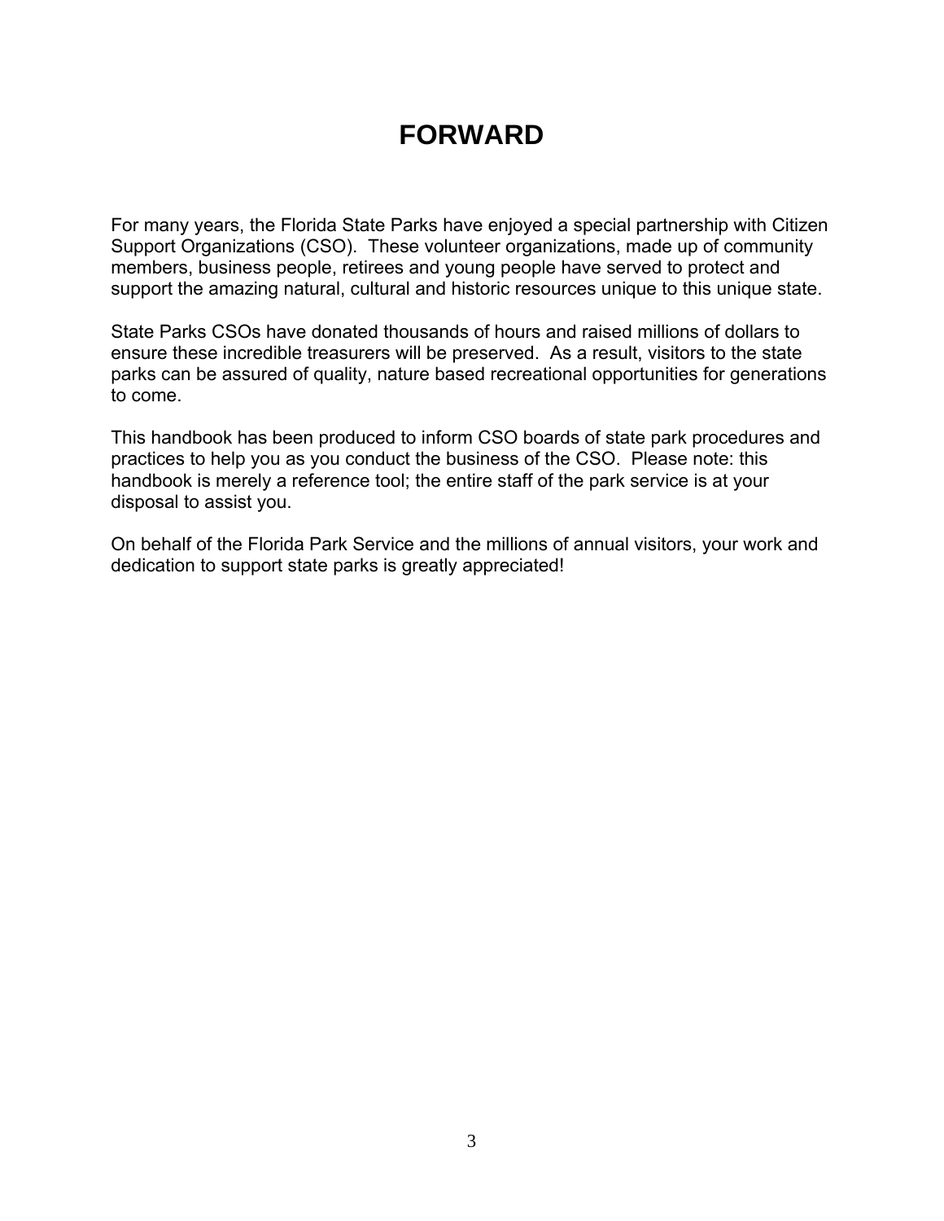# FORWARD

For many years, the Florida State Parks have enjoyed a special partnership with Citizen Support Organizations (CSO). These volunteer organizations, made up of community members, business people, retirees and young people have served to protect and support the amazing natural, cultural and historic resources unique to this unique state.

State Parks CSOs have donated thousands of hours and raised millions of dollars to ensure these incredible treasurers will be preserved. As a result, visitors to the state parks can be assured of quality, nature based recreational opportunities for generations to come.

This handbook has been produced to inform CSO boards of state park procedures and practices to help you as you conduct the business of the CSO. Please note: this handbook is merely a reference tool; the entire staff of the park service is at your disposal to assist you.

On behalf of the Florida Park Service and the millions of annual visitors, your work and dedication to support state parks is greatly appreciated!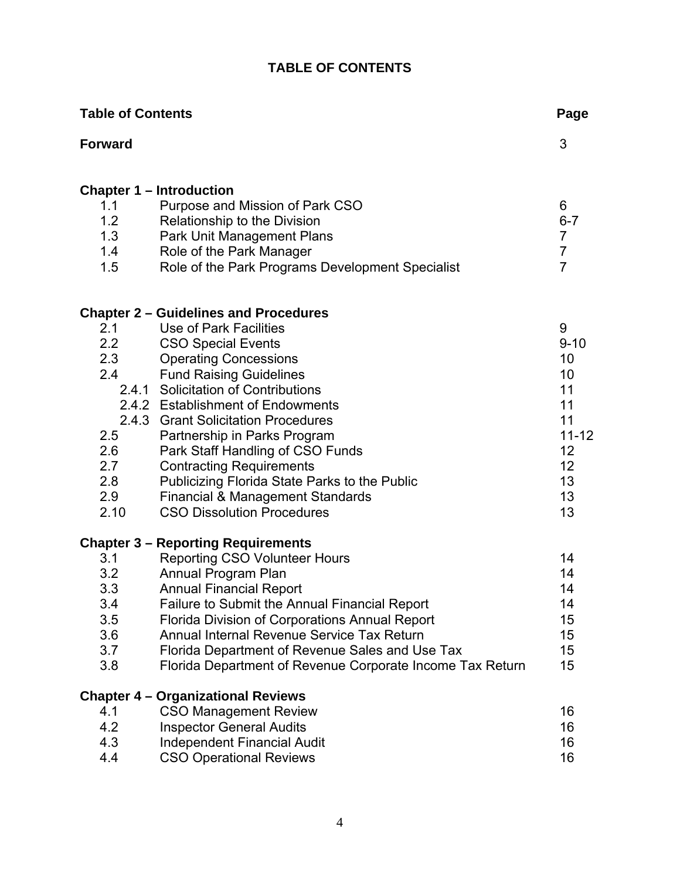# TABLE OF CONTENTS

| Table of Contents | | Page |
|---|---|---|
| **Forward** | | 3 |
| **Chapter 1 – Introduction** | | |
| 1.1 | Purpose and Mission of Park CSO | 6 |
| 1.2 | Relationship to the Division | 6-7 |
| 1.3 | Park Unit Management Plans | 7 |
| 1.4 | Role of the Park Manager | 7 |
| 1.5 | Role of the Park Programs Development Specialist | 7 |
| **Chapter 2 – Guidelines and Procedures** | | |
| 2.1 | Use of Park Facilities | 9 |
| 2.2 | CSO Special Events | 9-10 |
| 2.3 | Operating Concessions | 10 |
| 2.4 | Fund Raising Guidelines | 10 |
| 2.4.1 | Solicitation of Contributions | 11 |
| 2.4.2 | Establishment of Endowments | 11 |
| 2.4.3 | Grant Solicitation Procedures | 11 |
| 2.5 | Partnership in Parks Program | 11-12 |
| 2.6 | Park Staff Handling of CSO Funds | 12 |
| 2.7 | Contracting Requirements | 12 |
| 2.8 | Publicizing Florida State Parks to the Public | 13 |
| 2.9 | Financial & Management Standards | 13 |
| 2.10 | CSO Dissolution Procedures | 13 |
| **Chapter 3 – Reporting Requirements** | | |
| 3.1 | Reporting CSO Volunteer Hours | 14 |
| 3.2 | Annual Program Plan | 14 |
| 3.3 | Annual Financial Report | 14 |
| 3.4 | Failure to Submit the Annual Financial Report | 14 |
| 3.5 | Florida Division of Corporations Annual Report | 15 |
| 3.6 | Annual Internal Revenue Service Tax Return | 15 |
| 3.7 | Florida Department of Revenue Sales and Use Tax | 15 |
| 3.8 | Florida Department of Revenue Corporate Income Tax Return | 15 |
| **Chapter 4 – Organizational Reviews** | | |
| 4.1 | CSO Management Review | 16 |
| 4.2 | Inspector General Audits | 16 |
| 4.3 | Independent Financial Audit | 16 |
| 4.4 | CSO Operational Reviews | 16 |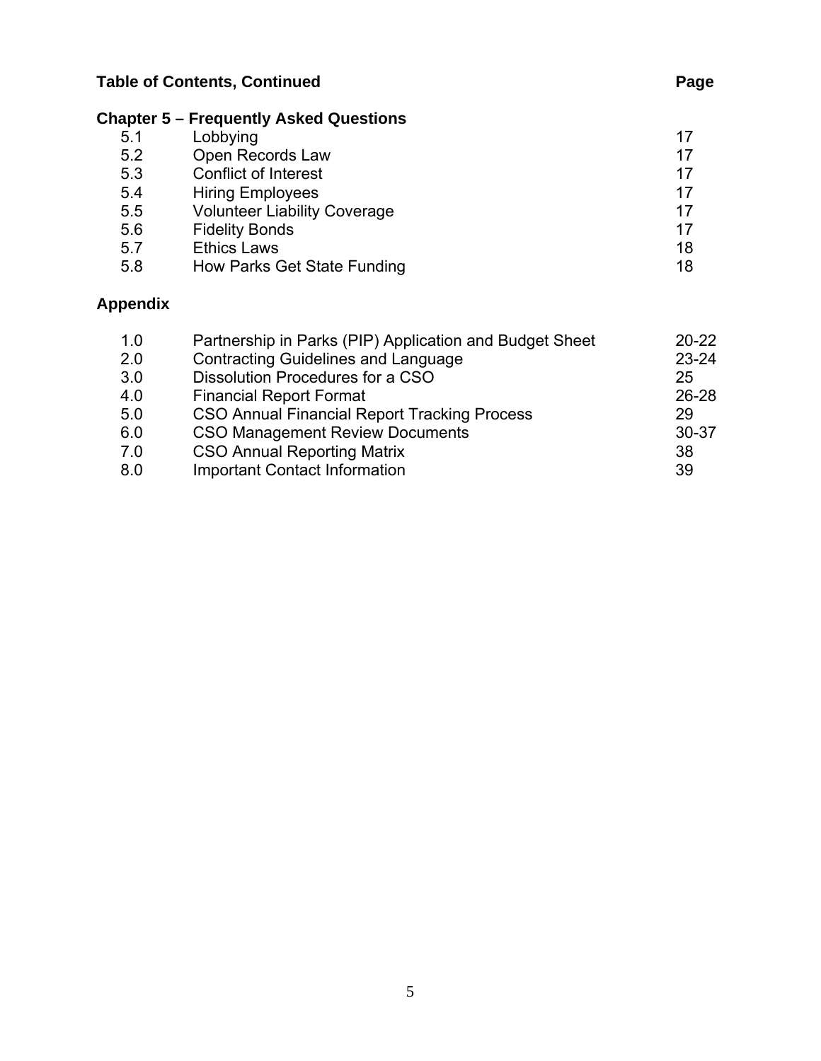**Table of Contents, Continued** **Page**

**Chapter 5 – Frequently Asked Questions**

| | | |
|---|---|---|
| 5.1 | Lobbying | 17 |
| 5.2 | Open Records Law | 17 |
| 5.3 | Conflict of Interest | 17 |
| 5.4 | Hiring Employees | 17 |
| 5.5 | Volunteer Liability Coverage | 17 |
| 5.6 | Fidelity Bonds | 17 |
| 5.7 | Ethics Laws | 18 |
| 5.8 | How Parks Get State Funding | 18 |

**Appendix**

| | | |
|---|---|---|
| 1.0 | Partnership in Parks (PIP) Application and Budget Sheet | 20-22 |
| 2.0 | Contracting Guidelines and Language | 23-24 |
| 3.0 | Dissolution Procedures for a CSO | 25 |
| 4.0 | Financial Report Format | 26-28 |
| 5.0 | CSO Annual Financial Report Tracking Process | 29 |
| 6.0 | CSO Management Review Documents | 30-37 |
| 7.0 | CSO Annual Reporting Matrix | 38 |
| 8.0 | Important Contact Information | 39 |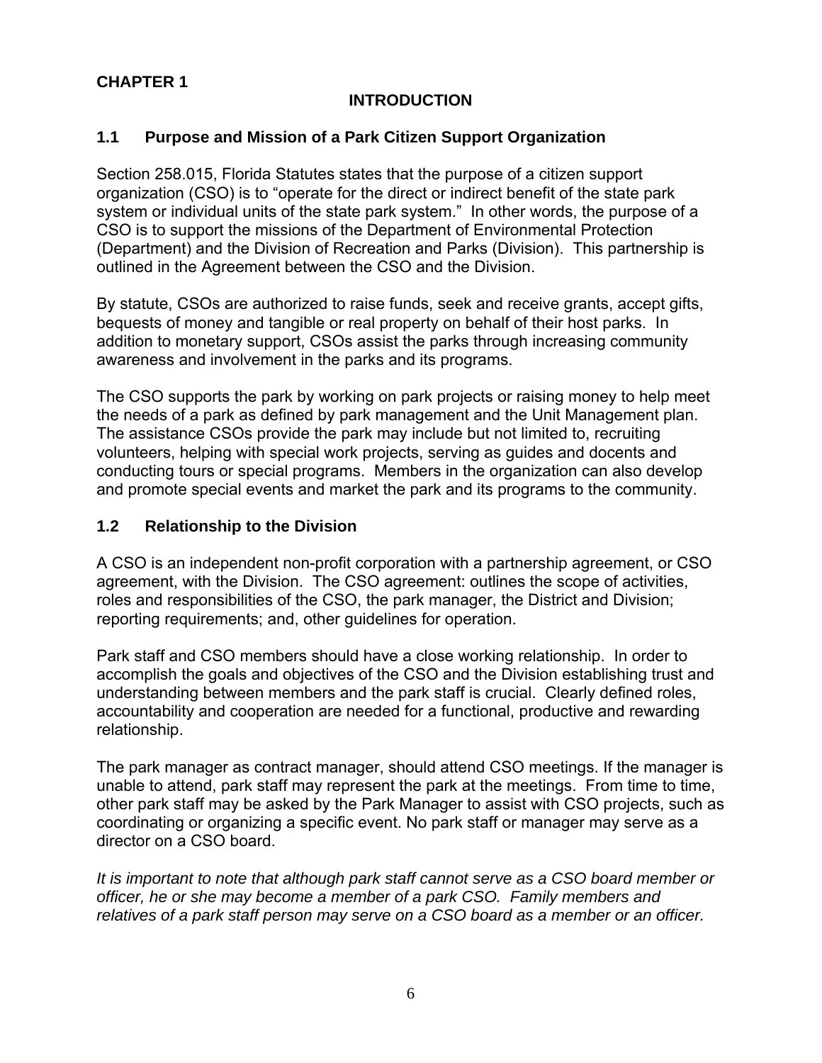# CHAPTER 1

## INTRODUCTION

### 1.1 Purpose and Mission of a Park Citizen Support Organization

Section 258.015, Florida Statutes states that the purpose of a citizen support organization (CSO) is to "operate for the direct or indirect benefit of the state park system or individual units of the state park system." In other words, the purpose of a CSO is to support the missions of the Department of Environmental Protection (Department) and the Division of Recreation and Parks (Division). This partnership is outlined in the Agreement between the CSO and the Division.

By statute, CSOs are authorized to raise funds, seek and receive grants, accept gifts, bequests of money and tangible or real property on behalf of their host parks. In addition to monetary support, CSOs assist the parks through increasing community awareness and involvement in the parks and its programs.

The CSO supports the park by working on park projects or raising money to help meet the needs of a park as defined by park management and the Unit Management plan. The assistance CSOs provide the park may include but not limited to, recruiting volunteers, helping with special work projects, serving as guides and docents and conducting tours or special programs. Members in the organization can also develop and promote special events and market the park and its programs to the community.

### 1.2 Relationship to the Division

A CSO is an independent non-profit corporation with a partnership agreement, or CSO agreement, with the Division. The CSO agreement: outlines the scope of activities, roles and responsibilities of the CSO, the park manager, the District and Division; reporting requirements; and, other guidelines for operation.

Park staff and CSO members should have a close working relationship. In order to accomplish the goals and objectives of the CSO and the Division establishing trust and understanding between members and the park staff is crucial. Clearly defined roles, accountability and cooperation are needed for a functional, productive and rewarding relationship.

The park manager as contract manager, should attend CSO meetings. If the manager is unable to attend, park staff may represent the park at the meetings. From time to time, other park staff may be asked by the Park Manager to assist with CSO projects, such as coordinating or organizing a specific event. No park staff or manager may serve as a director on a CSO board.

*It is important to note that although park staff cannot serve as a CSO board member or officer, he or she may become a member of a park CSO. Family members and relatives of a park staff person may serve on a CSO board as a member or an officer.*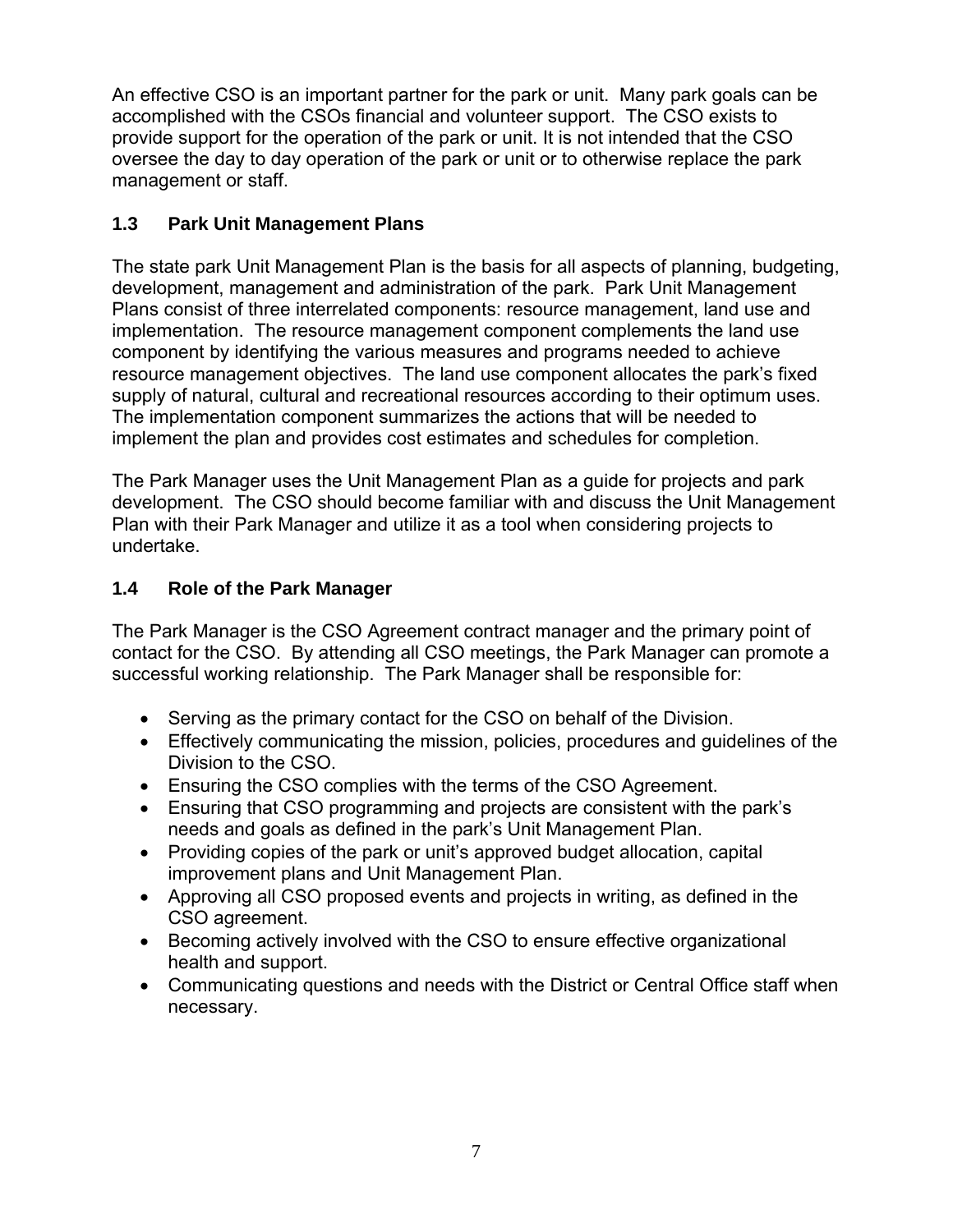An effective CSO is an important partner for the park or unit. Many park goals can be accomplished with the CSOs financial and volunteer support. The CSO exists to provide support for the operation of the park or unit. It is not intended that the CSO oversee the day to day operation of the park or unit or to otherwise replace the park management or staff.

### 1.3 Park Unit Management Plans

The state park Unit Management Plan is the basis for all aspects of planning, budgeting, development, management and administration of the park. Park Unit Management Plans consist of three interrelated components: resource management, land use and implementation. The resource management component complements the land use component by identifying the various measures and programs needed to achieve resource management objectives. The land use component allocates the park's fixed supply of natural, cultural and recreational resources according to their optimum uses. The implementation component summarizes the actions that will be needed to implement the plan and provides cost estimates and schedules for completion.

The Park Manager uses the Unit Management Plan as a guide for projects and park development. The CSO should become familiar with and discuss the Unit Management Plan with their Park Manager and utilize it as a tool when considering projects to undertake.

### 1.4 Role of the Park Manager

The Park Manager is the CSO Agreement contract manager and the primary point of contact for the CSO. By attending all CSO meetings, the Park Manager can promote a successful working relationship. The Park Manager shall be responsible for:

- Serving as the primary contact for the CSO on behalf of the Division.
- Effectively communicating the mission, policies, procedures and guidelines of the Division to the CSO.
- Ensuring the CSO complies with the terms of the CSO Agreement.
- Ensuring that CSO programming and projects are consistent with the park's needs and goals as defined in the park's Unit Management Plan.
- Providing copies of the park or unit's approved budget allocation, capital improvement plans and Unit Management Plan.
- Approving all CSO proposed events and projects in writing, as defined in the CSO agreement.
- Becoming actively involved with the CSO to ensure effective organizational health and support.
- Communicating questions and needs with the District or Central Office staff when necessary.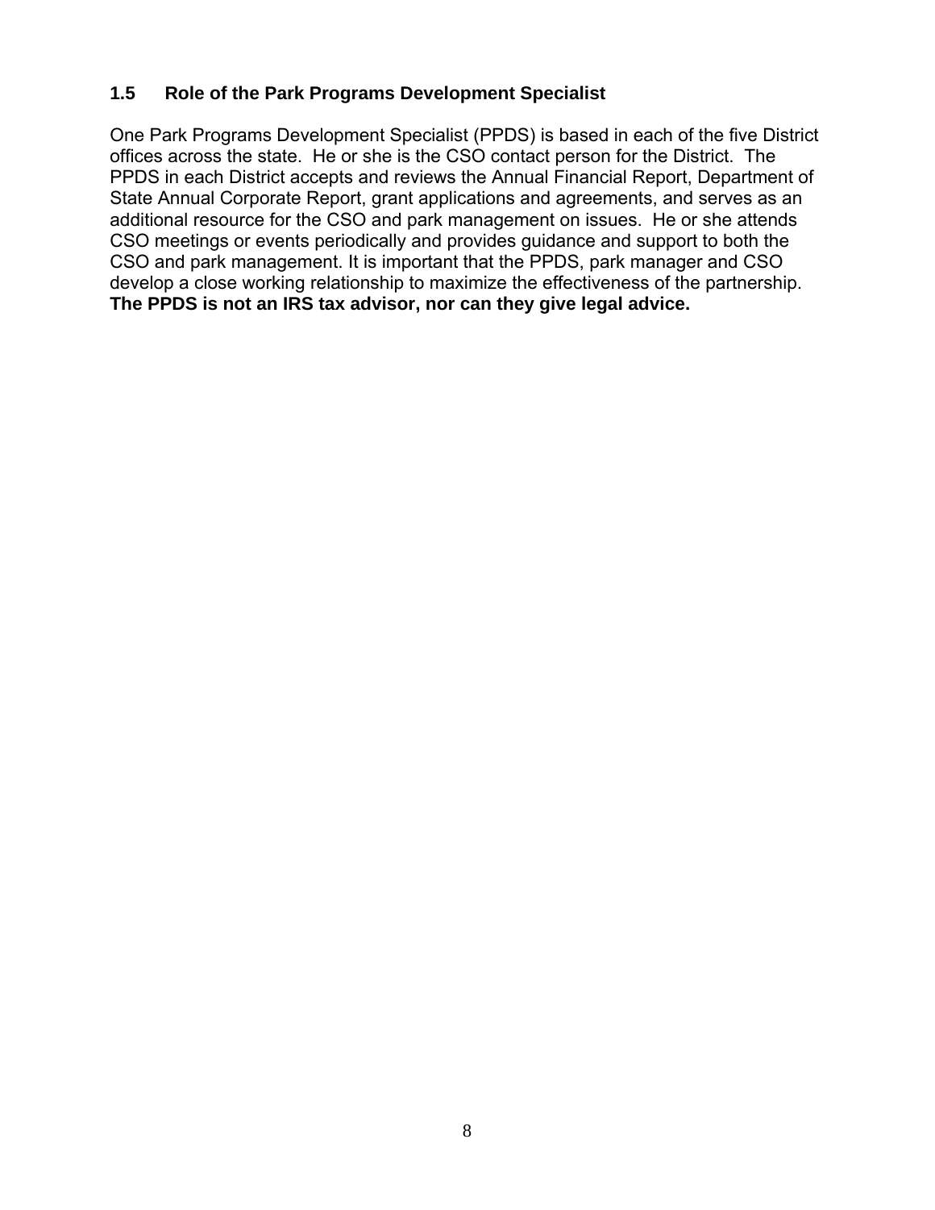## 1.5 Role of the Park Programs Development Specialist

One Park Programs Development Specialist (PPDS) is based in each of the five District offices across the state. He or she is the CSO contact person for the District. The PPDS in each District accepts and reviews the Annual Financial Report, Department of State Annual Corporate Report, grant applications and agreements, and serves as an additional resource for the CSO and park management on issues. He or she attends CSO meetings or events periodically and provides guidance and support to both the CSO and park management. It is important that the PPDS, park manager and CSO develop a close working relationship to maximize the effectiveness of the partnership. **The PPDS is not an IRS tax advisor, nor can they give legal advice.**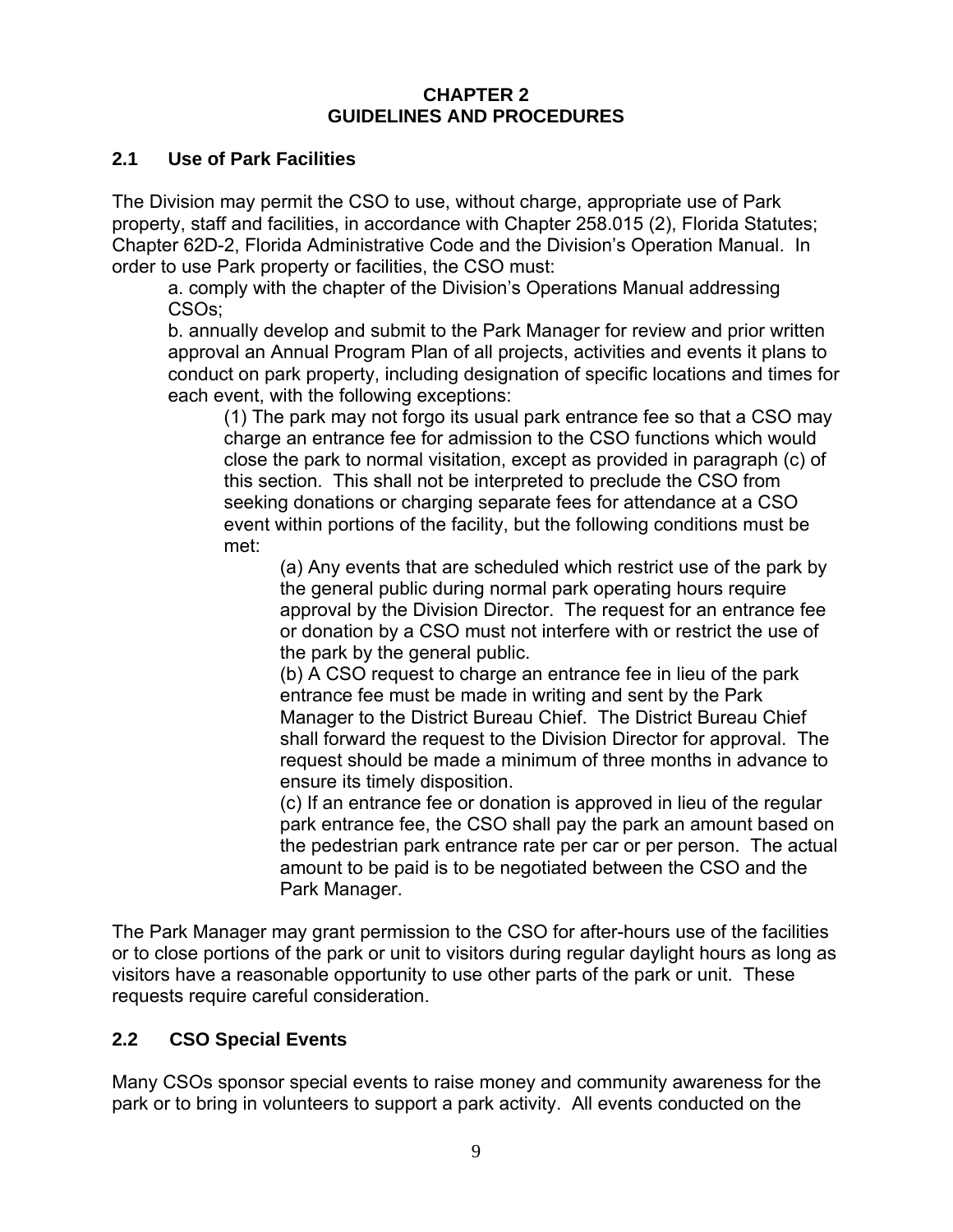# CHAPTER 2
# GUIDELINES AND PROCEDURES

## 2.1 Use of Park Facilities

The Division may permit the CSO to use, without charge, appropriate use of Park property, staff and facilities, in accordance with Chapter 258.015 (2), Florida Statutes; Chapter 62D-2, Florida Administrative Code and the Division's Operation Manual. In order to use Park property or facilities, the CSO must:

a. comply with the chapter of the Division's Operations Manual addressing CSOs;

b. annually develop and submit to the Park Manager for review and prior written approval an Annual Program Plan of all projects, activities and events it plans to conduct on park property, including designation of specific locations and times for each event, with the following exceptions:

(1) The park may not forgo its usual park entrance fee so that a CSO may charge an entrance fee for admission to the CSO functions which would close the park to normal visitation, except as provided in paragraph (c) of this section. This shall not be interpreted to preclude the CSO from seeking donations or charging separate fees for attendance at a CSO event within portions of the facility, but the following conditions must be met:

(a) Any events that are scheduled which restrict use of the park by the general public during normal park operating hours require approval by the Division Director. The request for an entrance fee or donation by a CSO must not interfere with or restrict the use of the park by the general public.

(b) A CSO request to charge an entrance fee in lieu of the park entrance fee must be made in writing and sent by the Park Manager to the District Bureau Chief. The District Bureau Chief shall forward the request to the Division Director for approval. The request should be made a minimum of three months in advance to ensure its timely disposition.

(c) If an entrance fee or donation is approved in lieu of the regular park entrance fee, the CSO shall pay the park an amount based on the pedestrian park entrance rate per car or per person. The actual amount to be paid is to be negotiated between the CSO and the Park Manager.

The Park Manager may grant permission to the CSO for after-hours use of the facilities or to close portions of the park or unit to visitors during regular daylight hours as long as visitors have a reasonable opportunity to use other parts of the park or unit. These requests require careful consideration.

## 2.2 CSO Special Events

Many CSOs sponsor special events to raise money and community awareness for the park or to bring in volunteers to support a park activity. All events conducted on the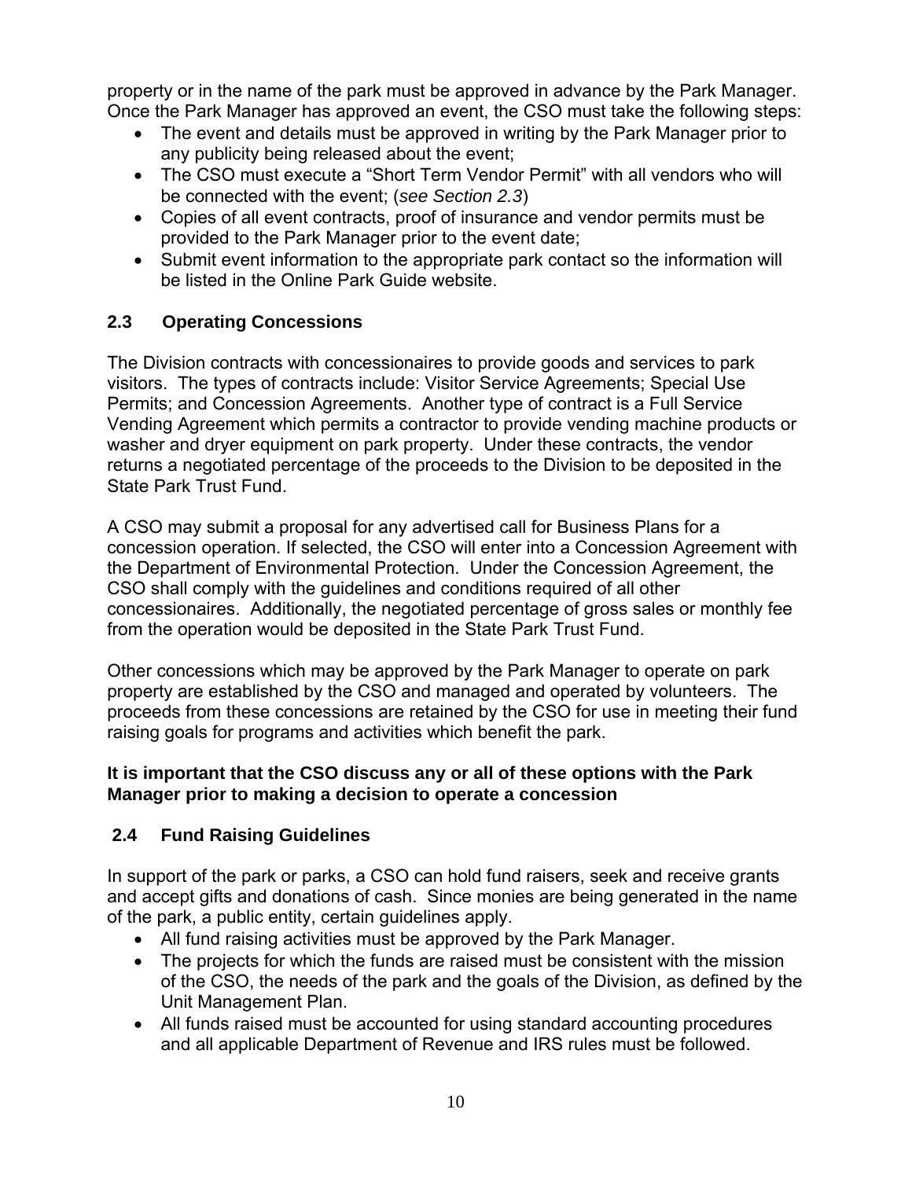property or in the name of the park must be approved in advance by the Park Manager. Once the Park Manager has approved an event, the CSO must take the following steps:

- The event and details must be approved in writing by the Park Manager prior to any publicity being released about the event;
- The CSO must execute a "Short Term Vendor Permit" with all vendors who will be connected with the event; (*see Section 2.3*)
- Copies of all event contracts, proof of insurance and vendor permits must be provided to the Park Manager prior to the event date;
- Submit event information to the appropriate park contact so the information will be listed in the Online Park Guide website.

### 2.3 Operating Concessions

The Division contracts with concessionaires to provide goods and services to park visitors. The types of contracts include: Visitor Service Agreements; Special Use Permits; and Concession Agreements. Another type of contract is a Full Service Vending Agreement which permits a contractor to provide vending machine products or washer and dryer equipment on park property. Under these contracts, the vendor returns a negotiated percentage of the proceeds to the Division to be deposited in the State Park Trust Fund.

A CSO may submit a proposal for any advertised call for Business Plans for a concession operation. If selected, the CSO will enter into a Concession Agreement with the Department of Environmental Protection. Under the Concession Agreement, the CSO shall comply with the guidelines and conditions required of all other concessionaires. Additionally, the negotiated percentage of gross sales or monthly fee from the operation would be deposited in the State Park Trust Fund.

Other concessions which may be approved by the Park Manager to operate on park property are established by the CSO and managed and operated by volunteers. The proceeds from these concessions are retained by the CSO for use in meeting their fund raising goals for programs and activities which benefit the park.

**It is important that the CSO discuss any or all of these options with the Park Manager prior to making a decision to operate a concession**

### 2.4 Fund Raising Guidelines

In support of the park or parks, a CSO can hold fund raisers, seek and receive grants and accept gifts and donations of cash. Since monies are being generated in the name of the park, a public entity, certain guidelines apply.

- All fund raising activities must be approved by the Park Manager.
- The projects for which the funds are raised must be consistent with the mission of the CSO, the needs of the park and the goals of the Division, as defined by the Unit Management Plan.
- All funds raised must be accounted for using standard accounting procedures and all applicable Department of Revenue and IRS rules must be followed.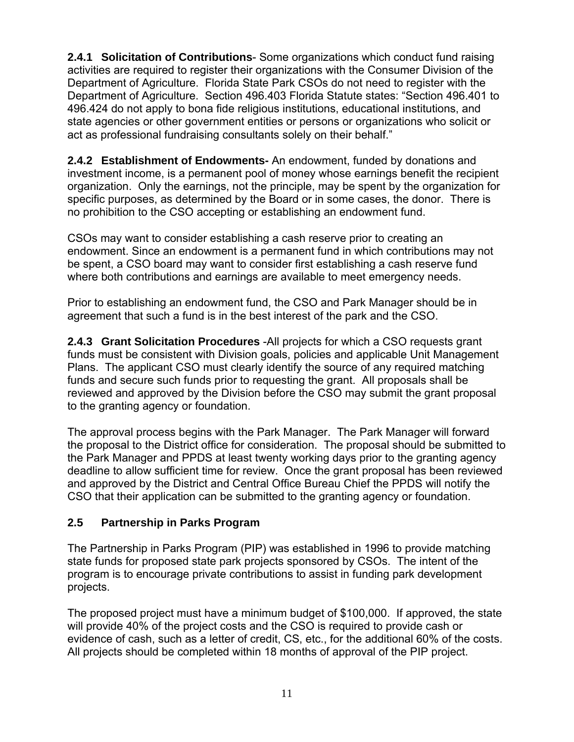**2.4.1 Solicitation of Contributions**- Some organizations which conduct fund raising activities are required to register their organizations with the Consumer Division of the Department of Agriculture. Florida State Park CSOs do not need to register with the Department of Agriculture. Section 496.403 Florida Statute states: "Section 496.401 to 496.424 do not apply to bona fide religious institutions, educational institutions, and state agencies or other government entities or persons or organizations who solicit or act as professional fundraising consultants solely on their behalf."

**2.4.2 Establishment of Endowments-** An endowment, funded by donations and investment income, is a permanent pool of money whose earnings benefit the recipient organization. Only the earnings, not the principle, may be spent by the organization for specific purposes, as determined by the Board or in some cases, the donor. There is no prohibition to the CSO accepting or establishing an endowment fund.

CSOs may want to consider establishing a cash reserve prior to creating an endowment. Since an endowment is a permanent fund in which contributions may not be spent, a CSO board may want to consider first establishing a cash reserve fund where both contributions and earnings are available to meet emergency needs.

Prior to establishing an endowment fund, the CSO and Park Manager should be in agreement that such a fund is in the best interest of the park and the CSO.

**2.4.3 Grant Solicitation Procedures** -All projects for which a CSO requests grant funds must be consistent with Division goals, policies and applicable Unit Management Plans. The applicant CSO must clearly identify the source of any required matching funds and secure such funds prior to requesting the grant. All proposals shall be reviewed and approved by the Division before the CSO may submit the grant proposal to the granting agency or foundation.

The approval process begins with the Park Manager. The Park Manager will forward the proposal to the District office for consideration. The proposal should be submitted to the Park Manager and PPDS at least twenty working days prior to the granting agency deadline to allow sufficient time for review. Once the grant proposal has been reviewed and approved by the District and Central Office Bureau Chief the PPDS will notify the CSO that their application can be submitted to the granting agency or foundation.

## 2.5 Partnership in Parks Program

The Partnership in Parks Program (PIP) was established in 1996 to provide matching state funds for proposed state park projects sponsored by CSOs. The intent of the program is to encourage private contributions to assist in funding park development projects.

The proposed project must have a minimum budget of $100,000. If approved, the state will provide 40% of the project costs and the CSO is required to provide cash or evidence of cash, such as a letter of credit, CS, etc., for the additional 60% of the costs. All projects should be completed within 18 months of approval of the PIP project.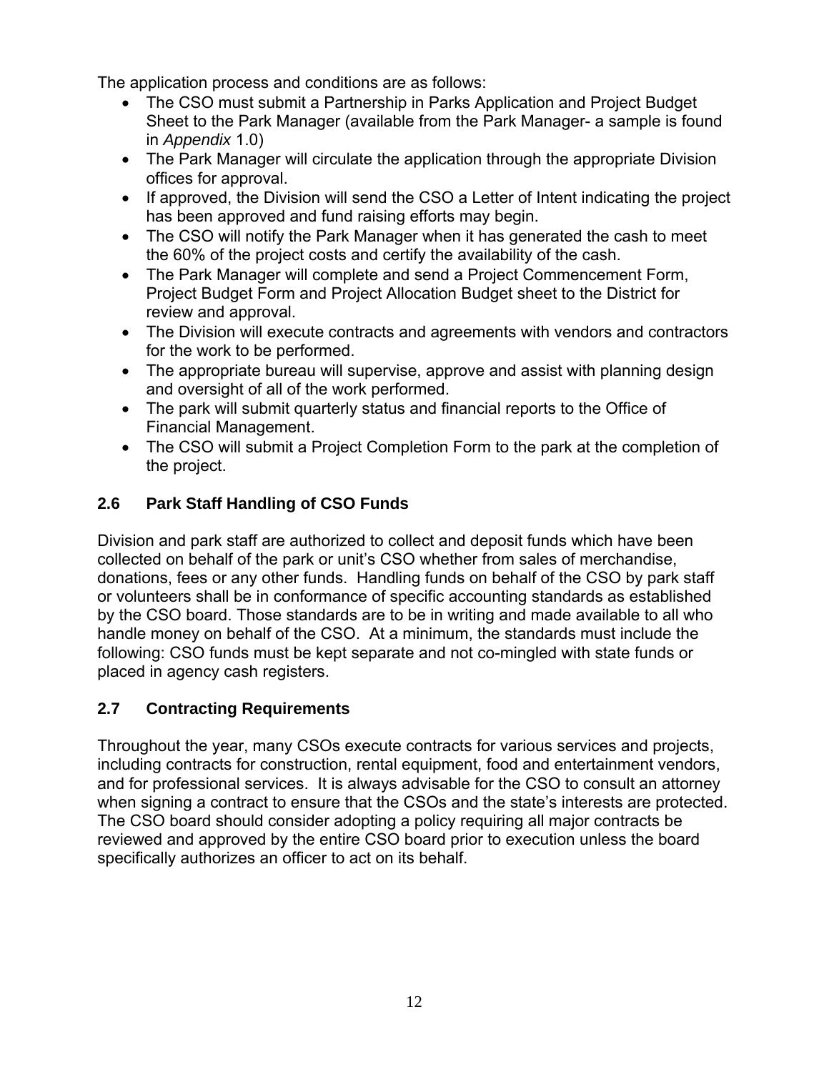The application process and conditions are as follows:

- The CSO must submit a Partnership in Parks Application and Project Budget Sheet to the Park Manager (available from the Park Manager- a sample is found in *Appendix* 1.0)
- The Park Manager will circulate the application through the appropriate Division offices for approval.
- If approved, the Division will send the CSO a Letter of Intent indicating the project has been approved and fund raising efforts may begin.
- The CSO will notify the Park Manager when it has generated the cash to meet the 60% of the project costs and certify the availability of the cash.
- The Park Manager will complete and send a Project Commencement Form, Project Budget Form and Project Allocation Budget sheet to the District for review and approval.
- The Division will execute contracts and agreements with vendors and contractors for the work to be performed.
- The appropriate bureau will supervise, approve and assist with planning design and oversight of all of the work performed.
- The park will submit quarterly status and financial reports to the Office of Financial Management.
- The CSO will submit a Project Completion Form to the park at the completion of the project.

## 2.6 Park Staff Handling of CSO Funds

Division and park staff are authorized to collect and deposit funds which have been collected on behalf of the park or unit's CSO whether from sales of merchandise, donations, fees or any other funds. Handling funds on behalf of the CSO by park staff or volunteers shall be in conformance of specific accounting standards as established by the CSO board. Those standards are to be in writing and made available to all who handle money on behalf of the CSO. At a minimum, the standards must include the following: CSO funds must be kept separate and not co-mingled with state funds or placed in agency cash registers.

## 2.7 Contracting Requirements

Throughout the year, many CSOs execute contracts for various services and projects, including contracts for construction, rental equipment, food and entertainment vendors, and for professional services. It is always advisable for the CSO to consult an attorney when signing a contract to ensure that the CSOs and the state's interests are protected. The CSO board should consider adopting a policy requiring all major contracts be reviewed and approved by the entire CSO board prior to execution unless the board specifically authorizes an officer to act on its behalf.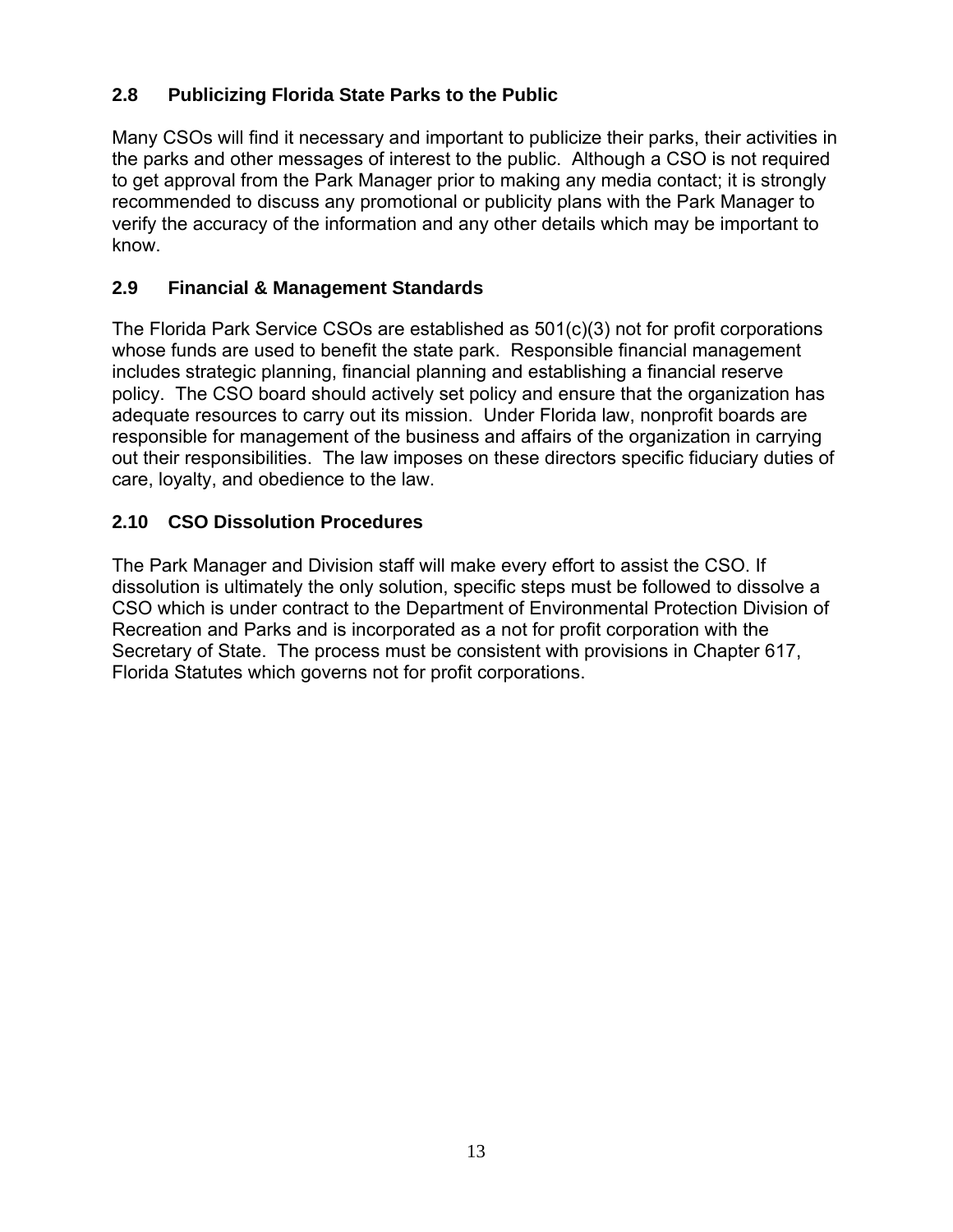## 2.8 Publicizing Florida State Parks to the Public

Many CSOs will find it necessary and important to publicize their parks, their activities in the parks and other messages of interest to the public. Although a CSO is not required to get approval from the Park Manager prior to making any media contact; it is strongly recommended to discuss any promotional or publicity plans with the Park Manager to verify the accuracy of the information and any other details which may be important to know.

## 2.9 Financial & Management Standards

The Florida Park Service CSOs are established as 501(c)(3) not for profit corporations whose funds are used to benefit the state park. Responsible financial management includes strategic planning, financial planning and establishing a financial reserve policy. The CSO board should actively set policy and ensure that the organization has adequate resources to carry out its mission. Under Florida law, nonprofit boards are responsible for management of the business and affairs of the organization in carrying out their responsibilities. The law imposes on these directors specific fiduciary duties of care, loyalty, and obedience to the law.

## 2.10 CSO Dissolution Procedures

The Park Manager and Division staff will make every effort to assist the CSO. If dissolution is ultimately the only solution, specific steps must be followed to dissolve a CSO which is under contract to the Department of Environmental Protection Division of Recreation and Parks and is incorporated as a not for profit corporation with the Secretary of State. The process must be consistent with provisions in Chapter 617, Florida Statutes which governs not for profit corporations.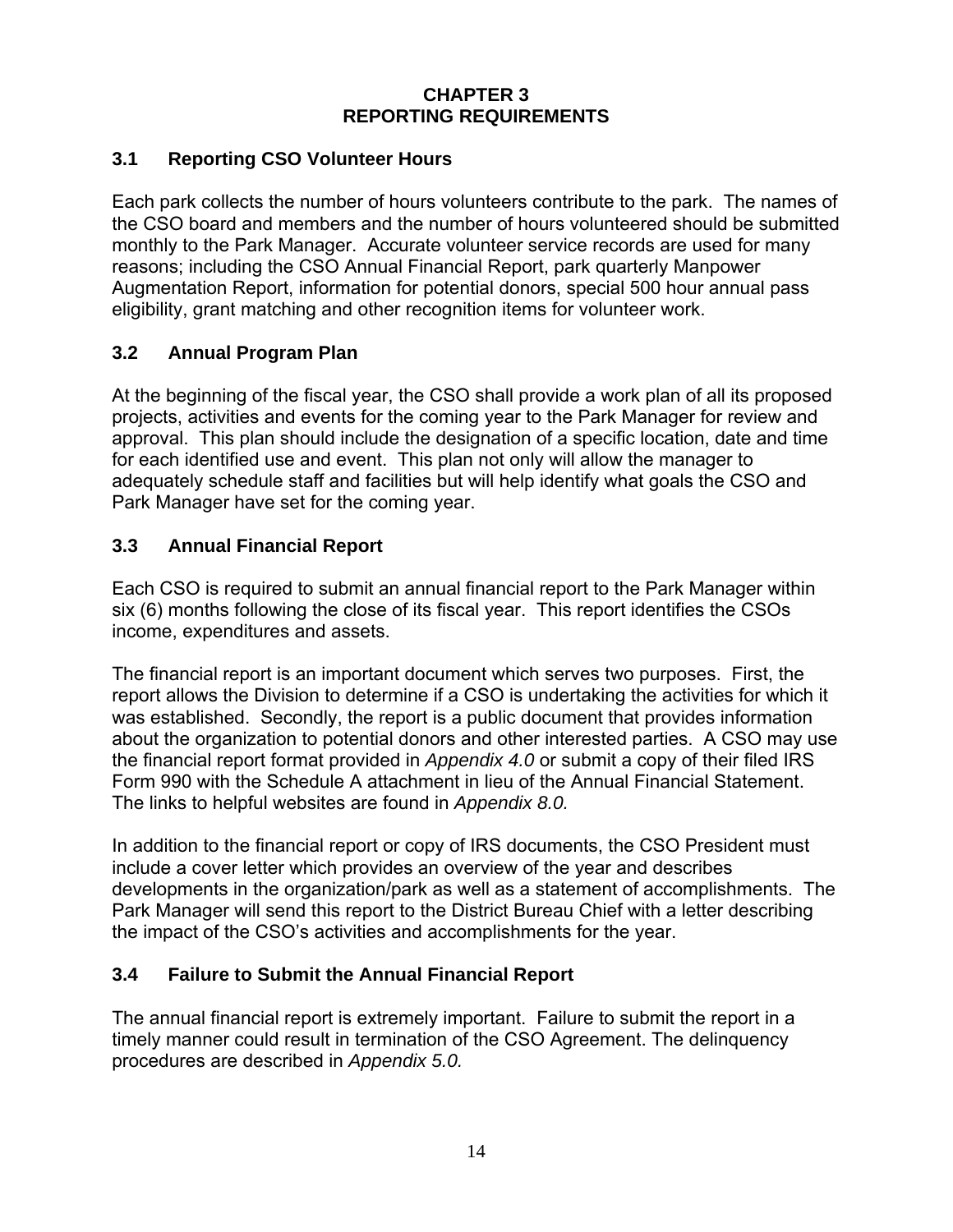# CHAPTER 3
# REPORTING REQUIREMENTS

## 3.1 Reporting CSO Volunteer Hours

Each park collects the number of hours volunteers contribute to the park. The names of the CSO board and members and the number of hours volunteered should be submitted monthly to the Park Manager. Accurate volunteer service records are used for many reasons; including the CSO Annual Financial Report, park quarterly Manpower Augmentation Report, information for potential donors, special 500 hour annual pass eligibility, grant matching and other recognition items for volunteer work.

## 3.2 Annual Program Plan

At the beginning of the fiscal year, the CSO shall provide a work plan of all its proposed projects, activities and events for the coming year to the Park Manager for review and approval. This plan should include the designation of a specific location, date and time for each identified use and event. This plan not only will allow the manager to adequately schedule staff and facilities but will help identify what goals the CSO and Park Manager have set for the coming year.

## 3.3 Annual Financial Report

Each CSO is required to submit an annual financial report to the Park Manager within six (6) months following the close of its fiscal year. This report identifies the CSOs income, expenditures and assets.

The financial report is an important document which serves two purposes. First, the report allows the Division to determine if a CSO is undertaking the activities for which it was established. Secondly, the report is a public document that provides information about the organization to potential donors and other interested parties. A CSO may use the financial report format provided in *Appendix 4.0* or submit a copy of their filed IRS Form 990 with the Schedule A attachment in lieu of the Annual Financial Statement. The links to helpful websites are found in *Appendix 8.0.*

In addition to the financial report or copy of IRS documents, the CSO President must include a cover letter which provides an overview of the year and describes developments in the organization/park as well as a statement of accomplishments. The Park Manager will send this report to the District Bureau Chief with a letter describing the impact of the CSO's activities and accomplishments for the year.

## 3.4 Failure to Submit the Annual Financial Report

The annual financial report is extremely important. Failure to submit the report in a timely manner could result in termination of the CSO Agreement. The delinquency procedures are described in *Appendix 5.0.*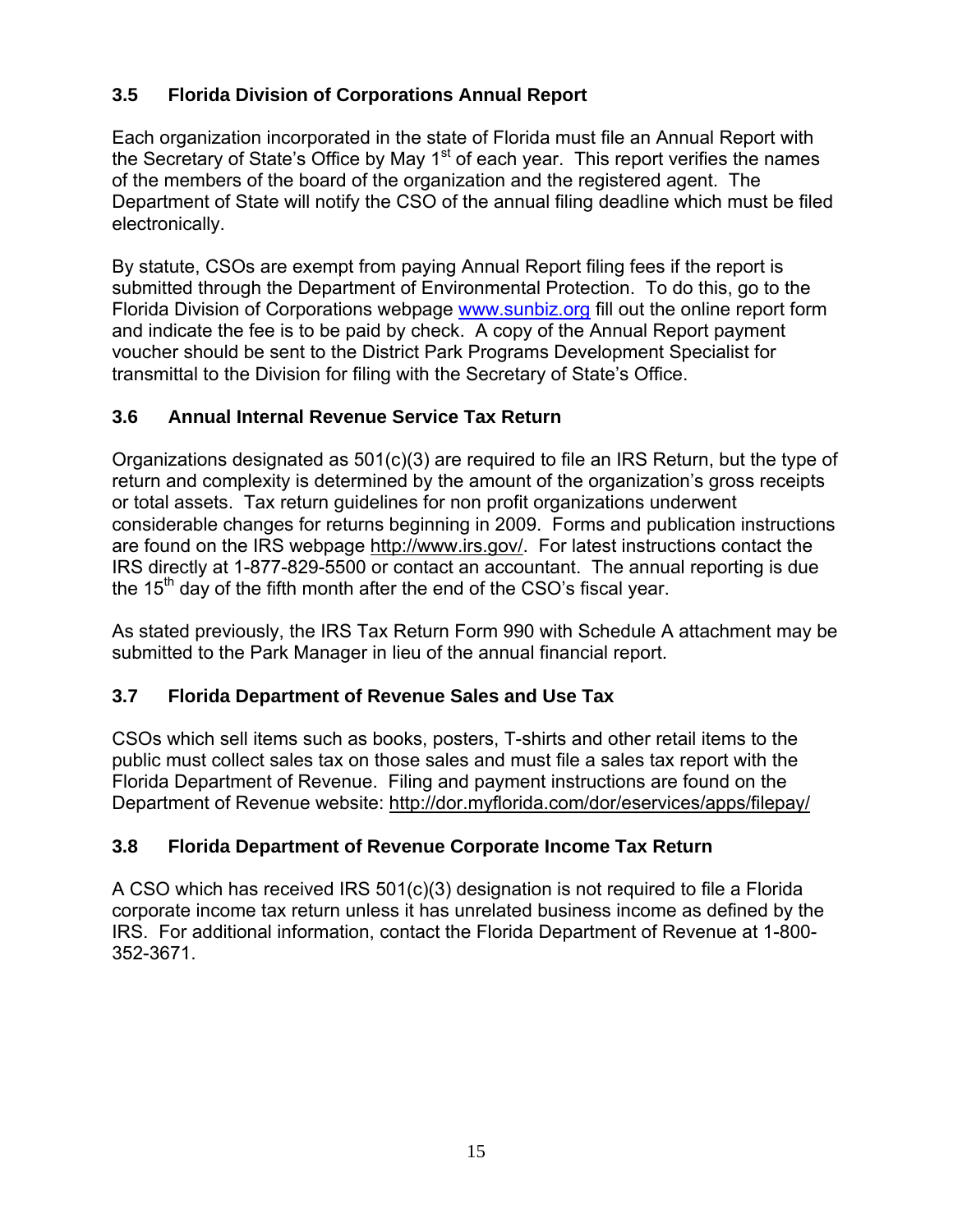### 3.5 Florida Division of Corporations Annual Report

Each organization incorporated in the state of Florida must file an Annual Report with the Secretary of State's Office by May 1st of each year. This report verifies the names of the members of the board of the organization and the registered agent. The Department of State will notify the CSO of the annual filing deadline which must be filed electronically.

By statute, CSOs are exempt from paying Annual Report filing fees if the report is submitted through the Department of Environmental Protection. To do this, go to the Florida Division of Corporations webpage www.sunbiz.org fill out the online report form and indicate the fee is to be paid by check. A copy of the Annual Report payment voucher should be sent to the District Park Programs Development Specialist for transmittal to the Division for filing with the Secretary of State's Office.

### 3.6 Annual Internal Revenue Service Tax Return

Organizations designated as 501(c)(3) are required to file an IRS Return, but the type of return and complexity is determined by the amount of the organization's gross receipts or total assets. Tax return guidelines for non profit organizations underwent considerable changes for returns beginning in 2009. Forms and publication instructions are found on the IRS webpage http://www.irs.gov/. For latest instructions contact the IRS directly at 1-877-829-5500 or contact an accountant. The annual reporting is due the 15th day of the fifth month after the end of the CSO's fiscal year.

As stated previously, the IRS Tax Return Form 990 with Schedule A attachment may be submitted to the Park Manager in lieu of the annual financial report.

### 3.7 Florida Department of Revenue Sales and Use Tax

CSOs which sell items such as books, posters, T-shirts and other retail items to the public must collect sales tax on those sales and must file a sales tax report with the Florida Department of Revenue. Filing and payment instructions are found on the Department of Revenue website: http://dor.myflorida.com/dor/eservices/apps/filepay/

### 3.8 Florida Department of Revenue Corporate Income Tax Return

A CSO which has received IRS 501(c)(3) designation is not required to file a Florida corporate income tax return unless it has unrelated business income as defined by the IRS. For additional information, contact the Florida Department of Revenue at 1-800-352-3671.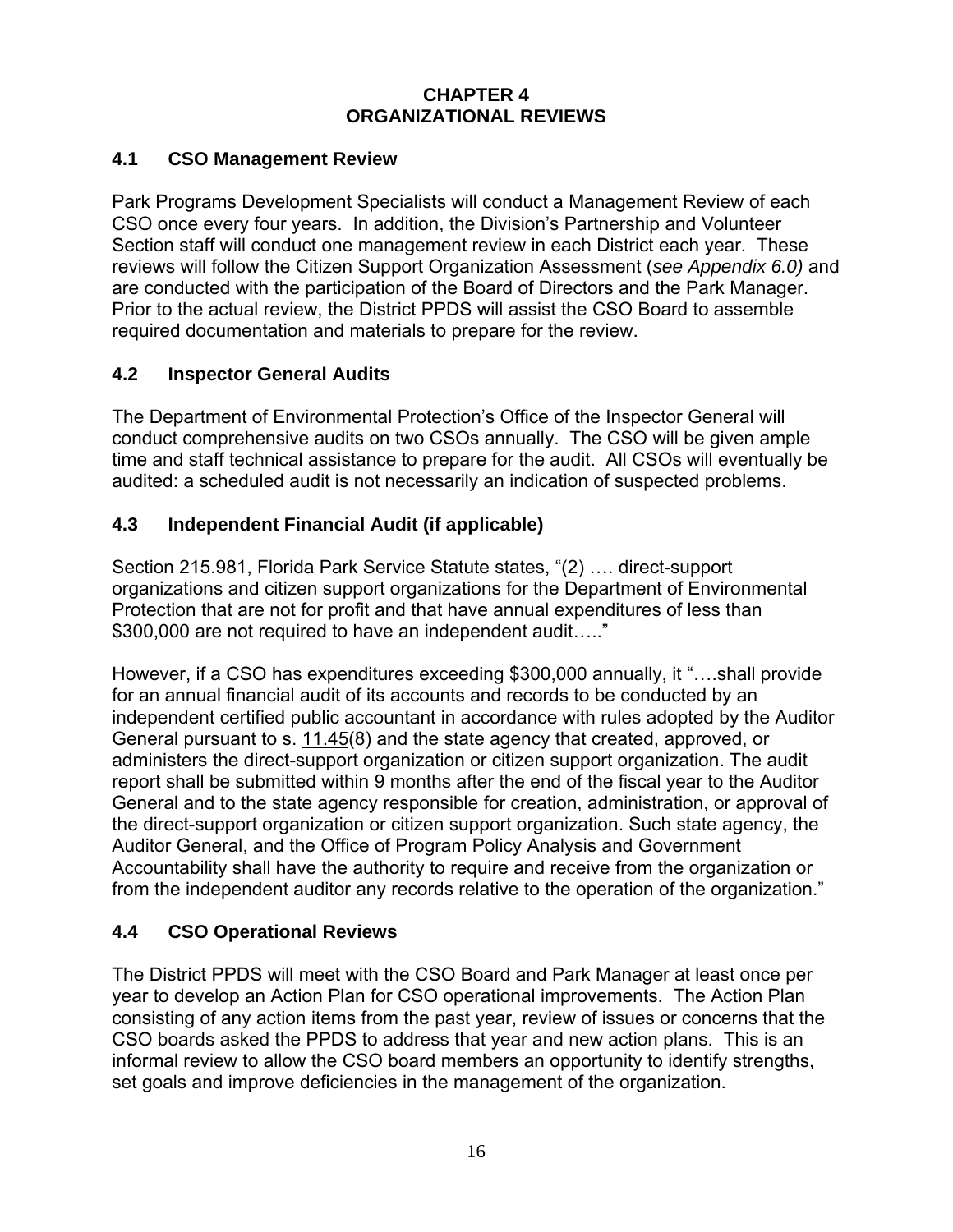# CHAPTER 4
# ORGANIZATIONAL REVIEWS

## 4.1 CSO Management Review

Park Programs Development Specialists will conduct a Management Review of each CSO once every four years. In addition, the Division's Partnership and Volunteer Section staff will conduct one management review in each District each year. These reviews will follow the Citizen Support Organization Assessment (*see Appendix 6.0)* and are conducted with the participation of the Board of Directors and the Park Manager. Prior to the actual review, the District PPDS will assist the CSO Board to assemble required documentation and materials to prepare for the review.

## 4.2 Inspector General Audits

The Department of Environmental Protection's Office of the Inspector General will conduct comprehensive audits on two CSOs annually. The CSO will be given ample time and staff technical assistance to prepare for the audit. All CSOs will eventually be audited: a scheduled audit is not necessarily an indication of suspected problems.

## 4.3 Independent Financial Audit (if applicable)

Section 215.981, Florida Park Service Statute states, "(2) …. direct-support organizations and citizen support organizations for the Department of Environmental Protection that are not for profit and that have annual expenditures of less than $300,000 are not required to have an independent audit….."

However, if a CSO has expenditures exceeding $300,000 annually, it "….shall provide for an annual financial audit of its accounts and records to be conducted by an independent certified public accountant in accordance with rules adopted by the Auditor General pursuant to s. 11.45(8) and the state agency that created, approved, or administers the direct-support organization or citizen support organization. The audit report shall be submitted within 9 months after the end of the fiscal year to the Auditor General and to the state agency responsible for creation, administration, or approval of the direct-support organization or citizen support organization. Such state agency, the Auditor General, and the Office of Program Policy Analysis and Government Accountability shall have the authority to require and receive from the organization or from the independent auditor any records relative to the operation of the organization."

## 4.4 CSO Operational Reviews

The District PPDS will meet with the CSO Board and Park Manager at least once per year to develop an Action Plan for CSO operational improvements. The Action Plan consisting of any action items from the past year, review of issues or concerns that the CSO boards asked the PPDS to address that year and new action plans. This is an informal review to allow the CSO board members an opportunity to identify strengths, set goals and improve deficiencies in the management of the organization.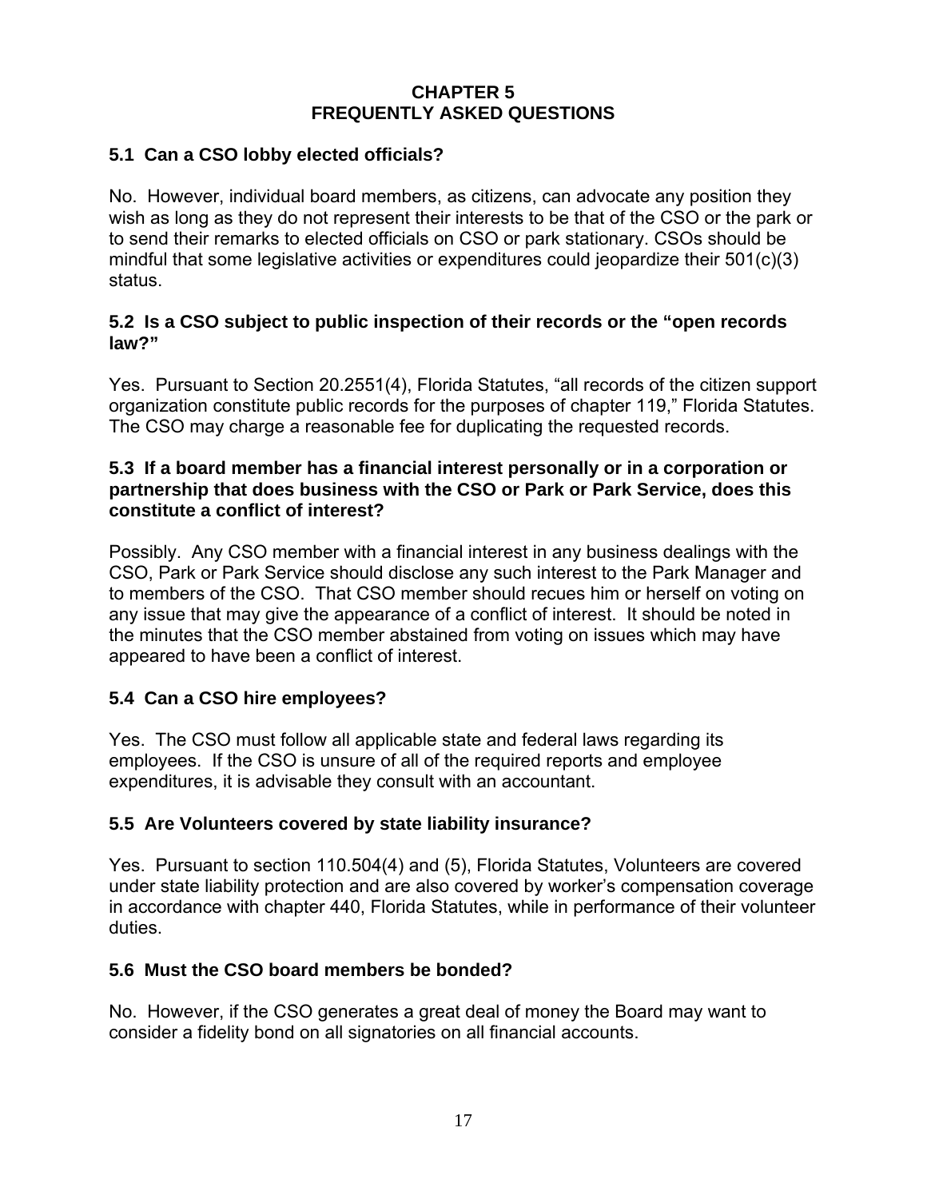# CHAPTER 5
# FREQUENTLY ASKED QUESTIONS

### 5.1 Can a CSO lobby elected officials?

No. However, individual board members, as citizens, can advocate any position they wish as long as they do not represent their interests to be that of the CSO or the park or to send their remarks to elected officials on CSO or park stationary. CSOs should be mindful that some legislative activities or expenditures could jeopardize their 501(c)(3) status.

### 5.2 Is a CSO subject to public inspection of their records or the "open records law?"

Yes. Pursuant to Section 20.2551(4), Florida Statutes, "all records of the citizen support organization constitute public records for the purposes of chapter 119," Florida Statutes. The CSO may charge a reasonable fee for duplicating the requested records.

### 5.3 If a board member has a financial interest personally or in a corporation or partnership that does business with the CSO or Park or Park Service, does this constitute a conflict of interest?

Possibly. Any CSO member with a financial interest in any business dealings with the CSO, Park or Park Service should disclose any such interest to the Park Manager and to members of the CSO. That CSO member should recues him or herself on voting on any issue that may give the appearance of a conflict of interest. It should be noted in the minutes that the CSO member abstained from voting on issues which may have appeared to have been a conflict of interest.

### 5.4 Can a CSO hire employees?

Yes. The CSO must follow all applicable state and federal laws regarding its employees. If the CSO is unsure of all of the required reports and employee expenditures, it is advisable they consult with an accountant.

### 5.5 Are Volunteers covered by state liability insurance?

Yes. Pursuant to section 110.504(4) and (5), Florida Statutes, Volunteers are covered under state liability protection and are also covered by worker's compensation coverage in accordance with chapter 440, Florida Statutes, while in performance of their volunteer duties.

### 5.6 Must the CSO board members be bonded?

No. However, if the CSO generates a great deal of money the Board may want to consider a fidelity bond on all signatories on all financial accounts.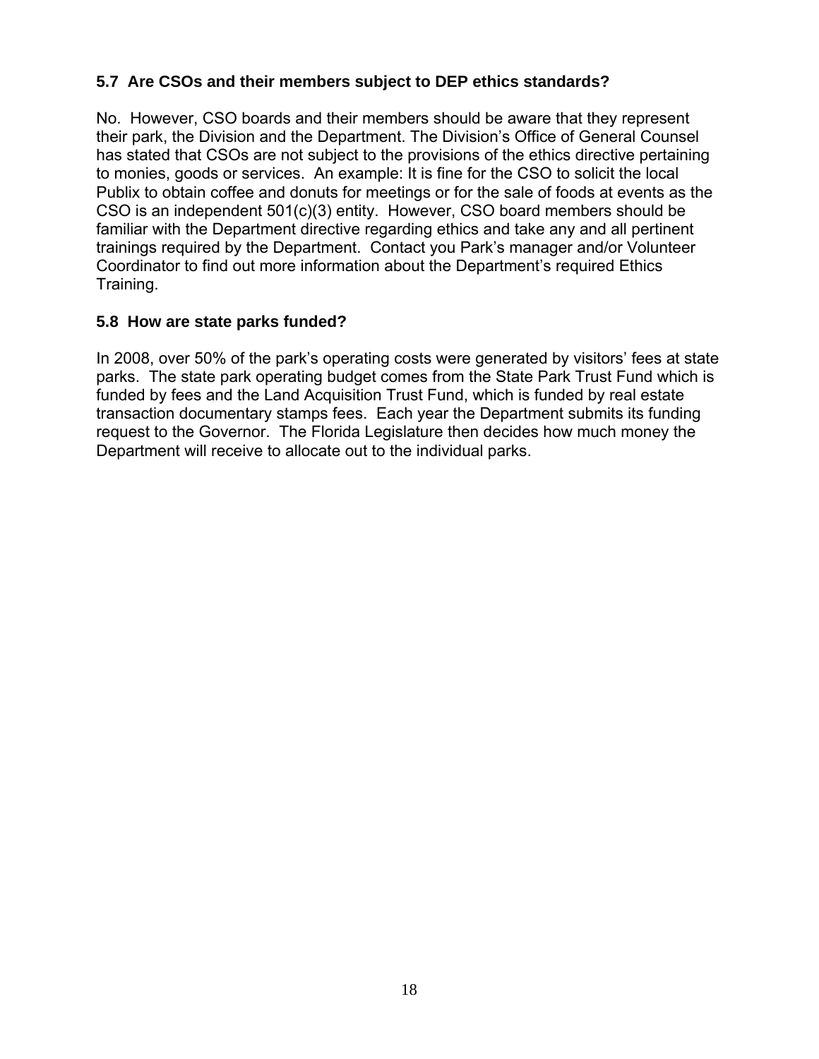### 5.7 Are CSOs and their members subject to DEP ethics standards?

No. However, CSO boards and their members should be aware that they represent their park, the Division and the Department. The Division's Office of General Counsel has stated that CSOs are not subject to the provisions of the ethics directive pertaining to monies, goods or services. An example: It is fine for the CSO to solicit the local Publix to obtain coffee and donuts for meetings or for the sale of foods at events as the CSO is an independent 501(c)(3) entity. However, CSO board members should be familiar with the Department directive regarding ethics and take any and all pertinent trainings required by the Department. Contact you Park's manager and/or Volunteer Coordinator to find out more information about the Department's required Ethics Training.

### 5.8 How are state parks funded?

In 2008, over 50% of the park's operating costs were generated by visitors' fees at state parks. The state park operating budget comes from the State Park Trust Fund which is funded by fees and the Land Acquisition Trust Fund, which is funded by real estate transaction documentary stamps fees. Each year the Department submits its funding request to the Governor. The Florida Legislature then decides how much money the Department will receive to allocate out to the individual parks.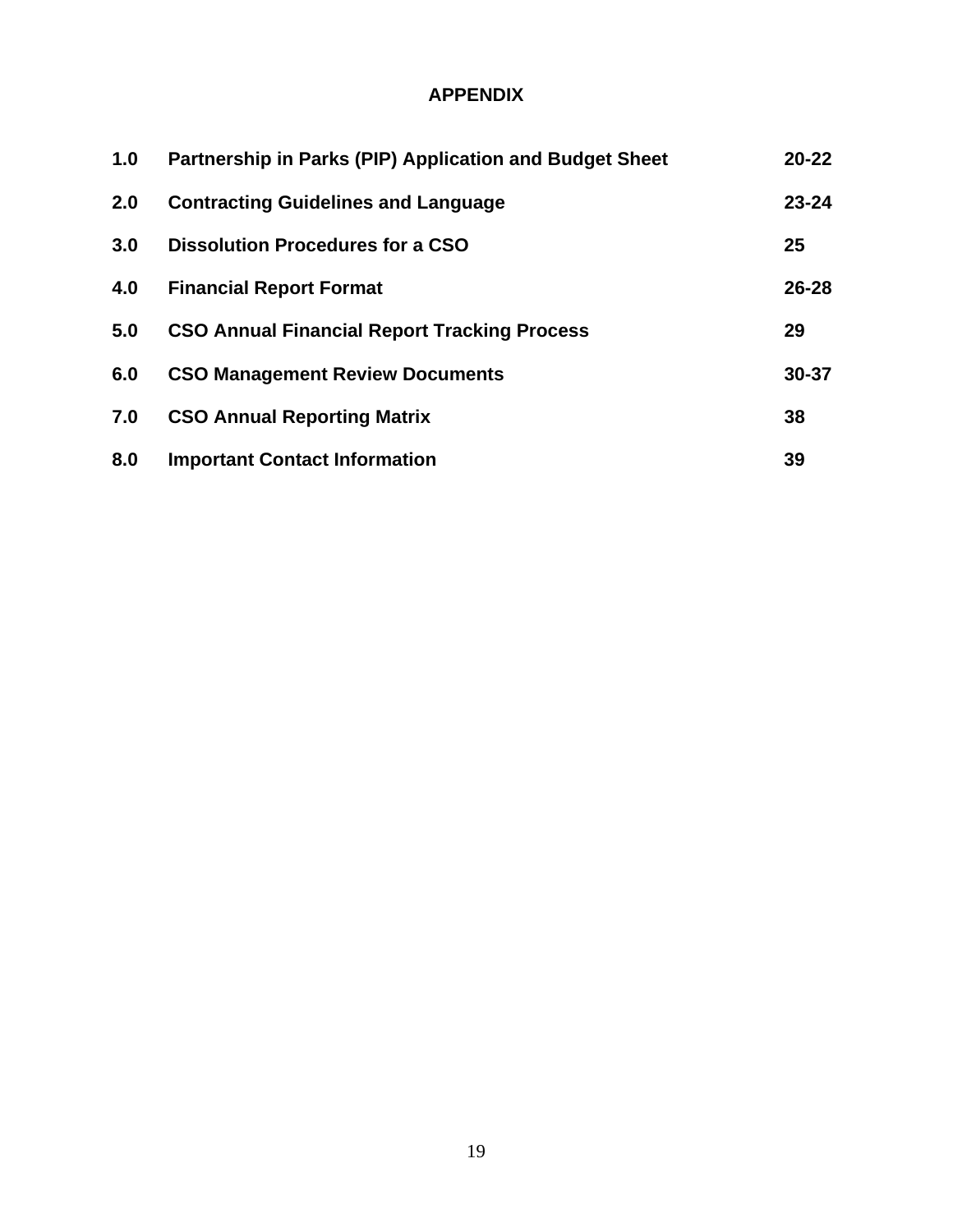# APPENDIX

| | | |
|---|---|---|
| **1.0** | **Partnership in Parks (PIP) Application and Budget Sheet** | **20-22** |
| **2.0** | **Contracting Guidelines and Language** | **23-24** |
| **3.0** | **Dissolution Procedures for a CSO** | **25** |
| **4.0** | **Financial Report Format** | **26-28** |
| **5.0** | **CSO Annual Financial Report Tracking Process** | **29** |
| **6.0** | **CSO Management Review Documents** | **30-37** |
| **7.0** | **CSO Annual Reporting Matrix** | **38** |
| **8.0** | **Important Contact Information** | **39** |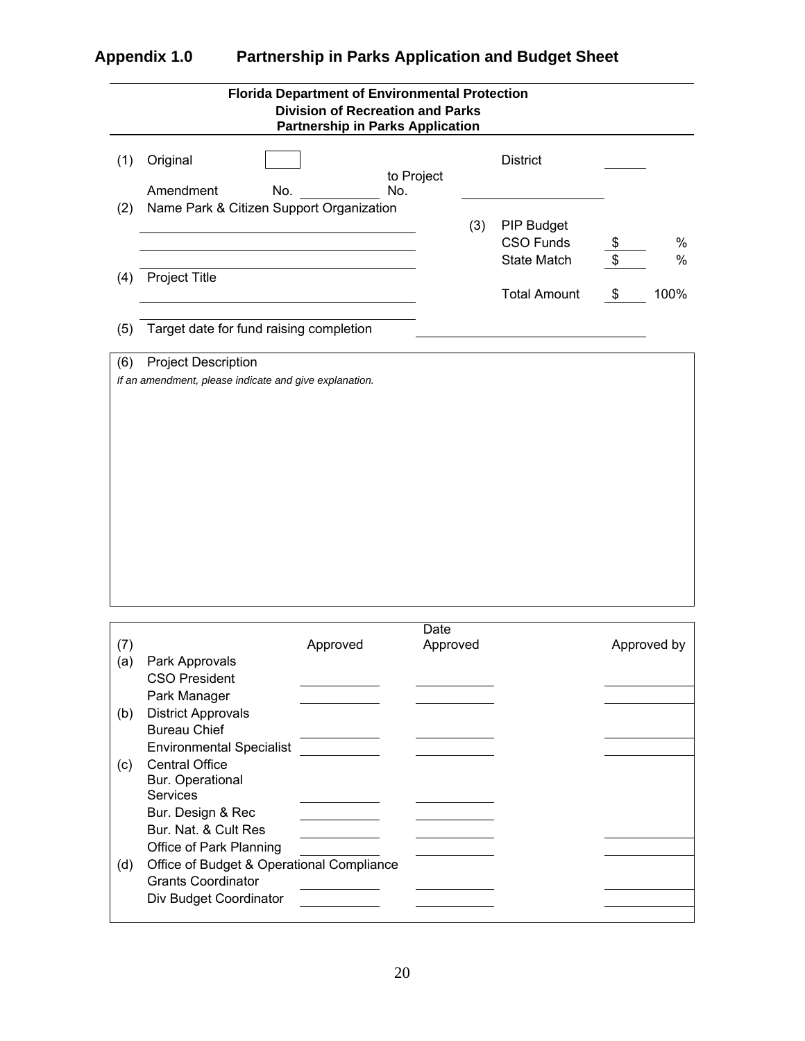## Appendix 1.0 Partnership in Parks Application and Budget Sheet

**Florida Department of Environmental Protection**
**Division of Recreation and Parks**
**Partnership in Parks Application**

(1) Original ☐ District ______

Amendment No. __________ to Project No. ______________

(2) Name Park & Citizen Support Organization

______________________________

______________________________

______________________________

(3) PIP Budget

| | | |
|---|---|---|
| CSO Funds | $ | % |
| State Match | $ | % |
| Total Amount | $ | 100% |

(4) Project Title

______________________________

______________________________

(5) Target date for fund raising completion ______________________

(6) Project Description

*If an amendment, please indicate and give explanation.*

| (7) | | Approved | Date Approved | Approved by |
|---|---|---|---|---|
| (a) | Park Approvals | | | |
| | CSO President | | | |
| | Park Manager | | | |
| (b) | District Approvals | | | |
| | Bureau Chief | | | |
| | Environmental Specialist | | | |
| (c) | Central Office | | | |
| | Bur. Operational Services | | | |
| | Bur. Design & Rec | | | |
| | Bur. Nat. & Cult Res | | | |
| | Office of Park Planning | | | |
| (d) | Office of Budget & Operational Compliance | | | |
| | Grants Coordinator | | | |
| | Div Budget Coordinator | | | |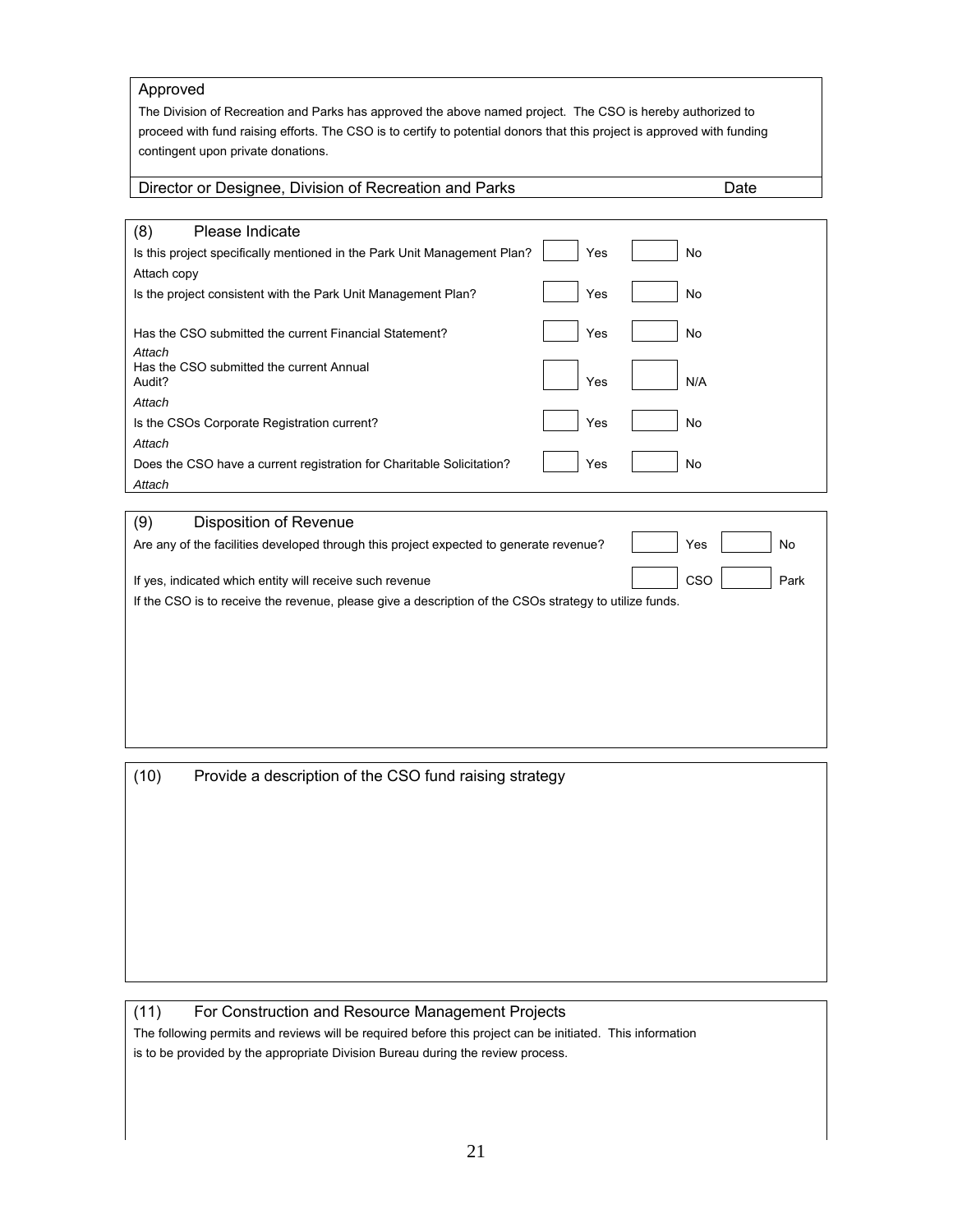**Approved**

The Division of Recreation and Parks has approved the above named project. The CSO is hereby authorized to proceed with fund raising efforts. The CSO is to certify to potential donors that this project is approved with funding contingent upon private donations.

Director or Designee, Division of Recreation and Parks                                                  Date

---

### (8) Please Indicate

| | | | | |
|---|---|---|---|---|
| Is this project specifically mentioned in the Park Unit Management Plan? Attach copy | ☐ | Yes | ☐ | No |
| Is the project consistent with the Park Unit Management Plan? | ☐ | Yes | ☐ | No |
| Has the CSO submitted the current Financial Statement? *Attach* | ☐ | Yes | ☐ | No |
| Has the CSO submitted the current Annual Audit? *Attach* | ☐ | Yes | ☐ | N/A |
| Is the CSOs Corporate Registration current? *Attach* | ☐ | Yes | ☐ | No |
| Does the CSO have a current registration for Charitable Solicitation? *Attach* | ☐ | Yes | ☐ | No |

### (9) Disposition of Revenue

| | | | | |
|---|---|---|---|---|
| Are any of the facilities developed through this project expected to generate revenue? | ☐ | Yes | ☐ | No |
| If yes, indicated which entity will receive such revenue | ☐ | CSO | ☐ | Park |

If the CSO is to receive the revenue, please give a description of the CSOs strategy to utilize funds.

### (10) Provide a description of the CSO fund raising strategy

### (11) For Construction and Resource Management Projects

The following permits and reviews will be required before this project can be initiated. This information is to be provided by the appropriate Division Bureau during the review process.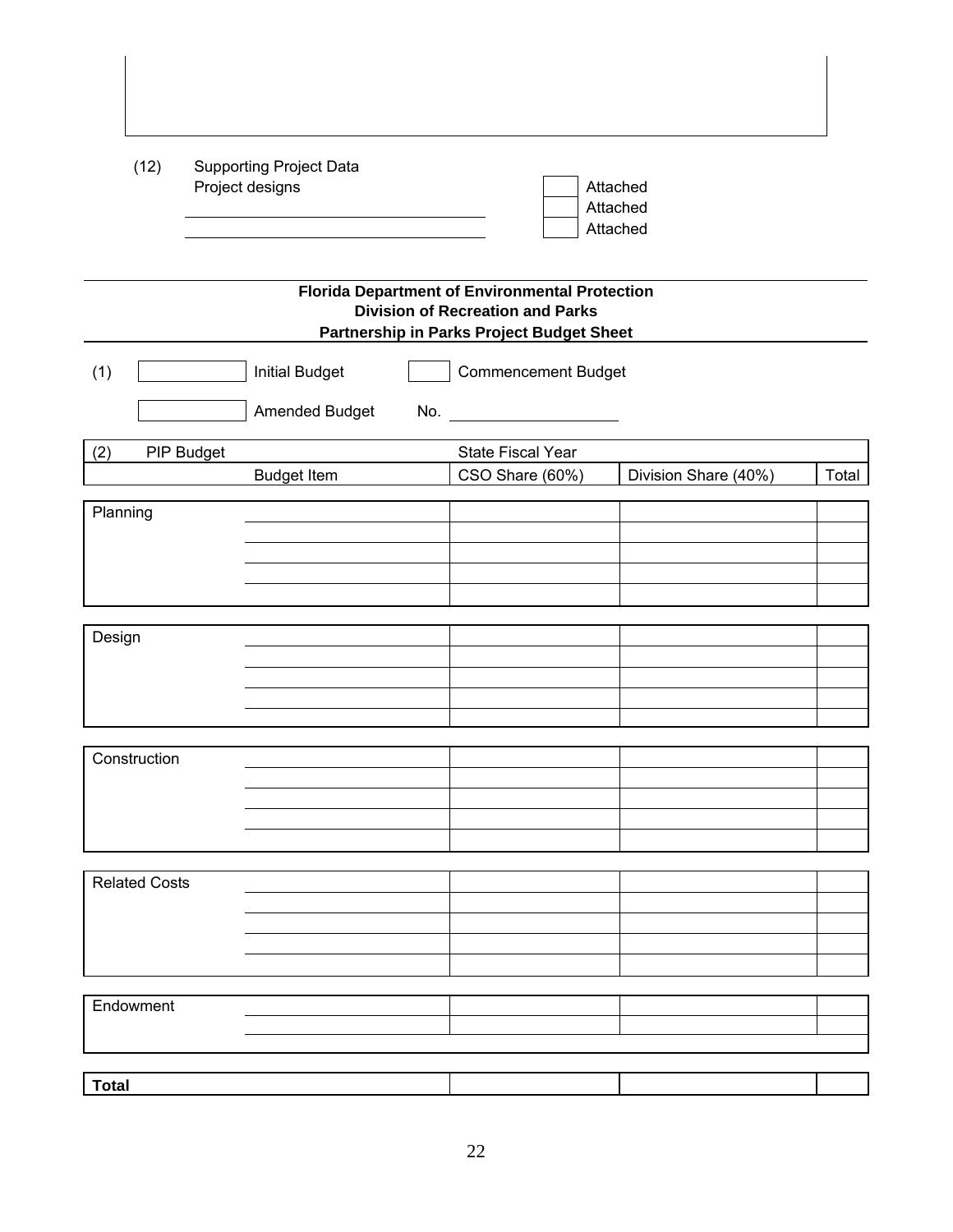(12) Supporting Project Data
Project designs ☐ Attached
_______________ ☐ Attached
_______________ ☐ Attached

---

**Florida Department of Environmental Protection**
**Division of Recreation and Parks**
**Partnership in Parks Project Budget Sheet**

(1) ☐ Initial Budget ☐ Commencement Budget

☐ Amended Budget No. _______________

| (2) PIP Budget | | State Fiscal Year | | |
|---|---|---|---|---|
| | Budget Item | CSO Share (60%) | Division Share (40%) | Total |
| Planning | | | | |
| | | | | |
| | | | | |
| | | | | |
| | | | | |
| Design | | | | |
| | | | | |
| | | | | |
| | | | | |
| | | | | |
| Construction | | | | |
| | | | | |
| | | | | |
| | | | | |
| | | | | |
| Related Costs | | | | |
| | | | | |
| | | | | |
| | | | | |
| | | | | |
| Endowment | | | | |
| | | | | |
| **Total** | | | | |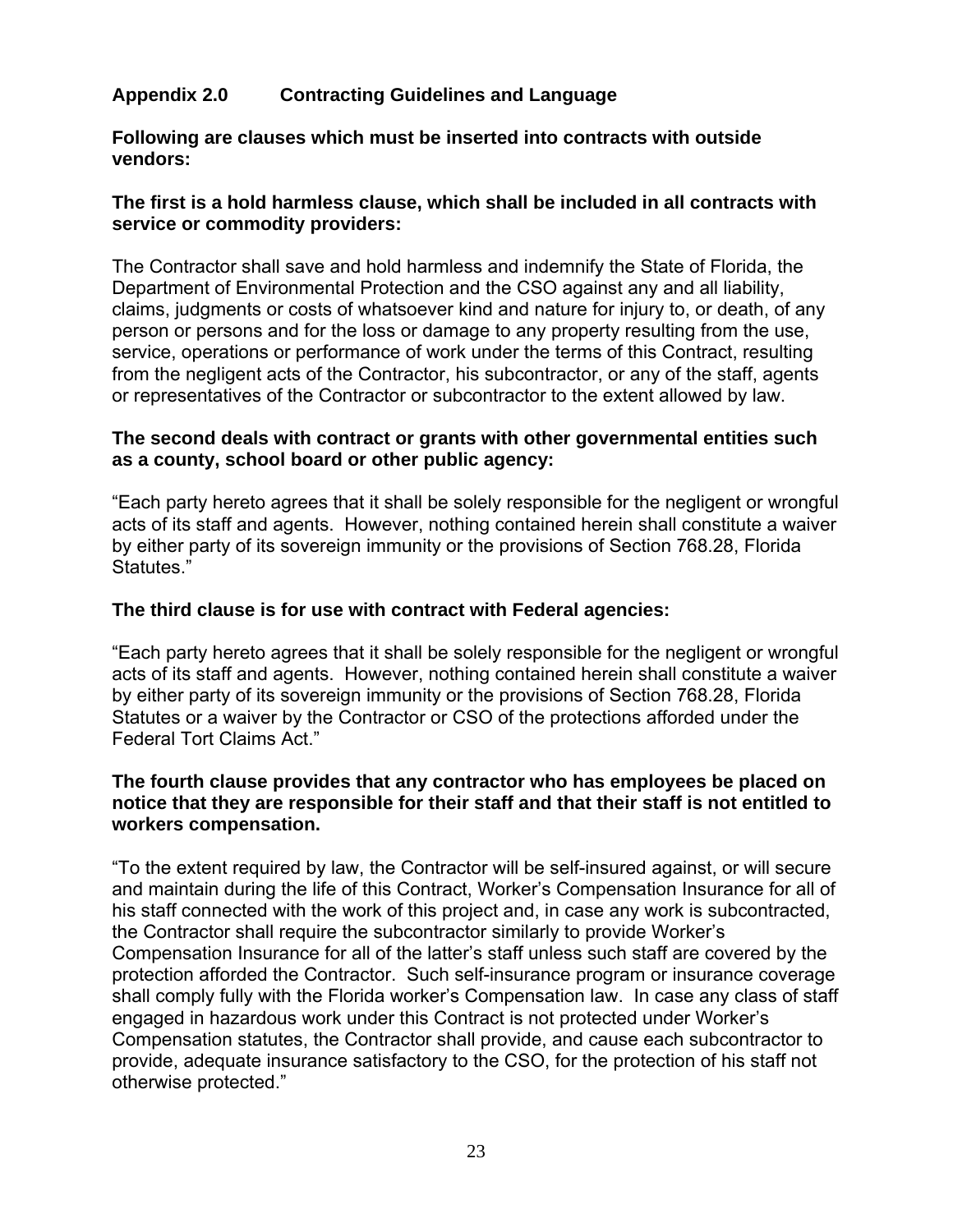## Appendix 2.0 Contracting Guidelines and Language

**Following are clauses which must be inserted into contracts with outside vendors:**

**The first is a hold harmless clause, which shall be included in all contracts with service or commodity providers:**

The Contractor shall save and hold harmless and indemnify the State of Florida, the Department of Environmental Protection and the CSO against any and all liability, claims, judgments or costs of whatsoever kind and nature for injury to, or death, of any person or persons and for the loss or damage to any property resulting from the use, service, operations or performance of work under the terms of this Contract, resulting from the negligent acts of the Contractor, his subcontractor, or any of the staff, agents or representatives of the Contractor or subcontractor to the extent allowed by law.

**The second deals with contract or grants with other governmental entities such as a county, school board or other public agency:**

"Each party hereto agrees that it shall be solely responsible for the negligent or wrongful acts of its staff and agents. However, nothing contained herein shall constitute a waiver by either party of its sovereign immunity or the provisions of Section 768.28, Florida Statutes."

**The third clause is for use with contract with Federal agencies:**

"Each party hereto agrees that it shall be solely responsible for the negligent or wrongful acts of its staff and agents. However, nothing contained herein shall constitute a waiver by either party of its sovereign immunity or the provisions of Section 768.28, Florida Statutes or a waiver by the Contractor or CSO of the protections afforded under the Federal Tort Claims Act."

**The fourth clause provides that any contractor who has employees be placed on notice that they are responsible for their staff and that their staff is not entitled to workers compensation.**

"To the extent required by law, the Contractor will be self-insured against, or will secure and maintain during the life of this Contract, Worker's Compensation Insurance for all of his staff connected with the work of this project and, in case any work is subcontracted, the Contractor shall require the subcontractor similarly to provide Worker's Compensation Insurance for all of the latter's staff unless such staff are covered by the protection afforded the Contractor. Such self-insurance program or insurance coverage shall comply fully with the Florida worker's Compensation law. In case any class of staff engaged in hazardous work under this Contract is not protected under Worker's Compensation statutes, the Contractor shall provide, and cause each subcontractor to provide, adequate insurance satisfactory to the CSO, for the protection of his staff not otherwise protected."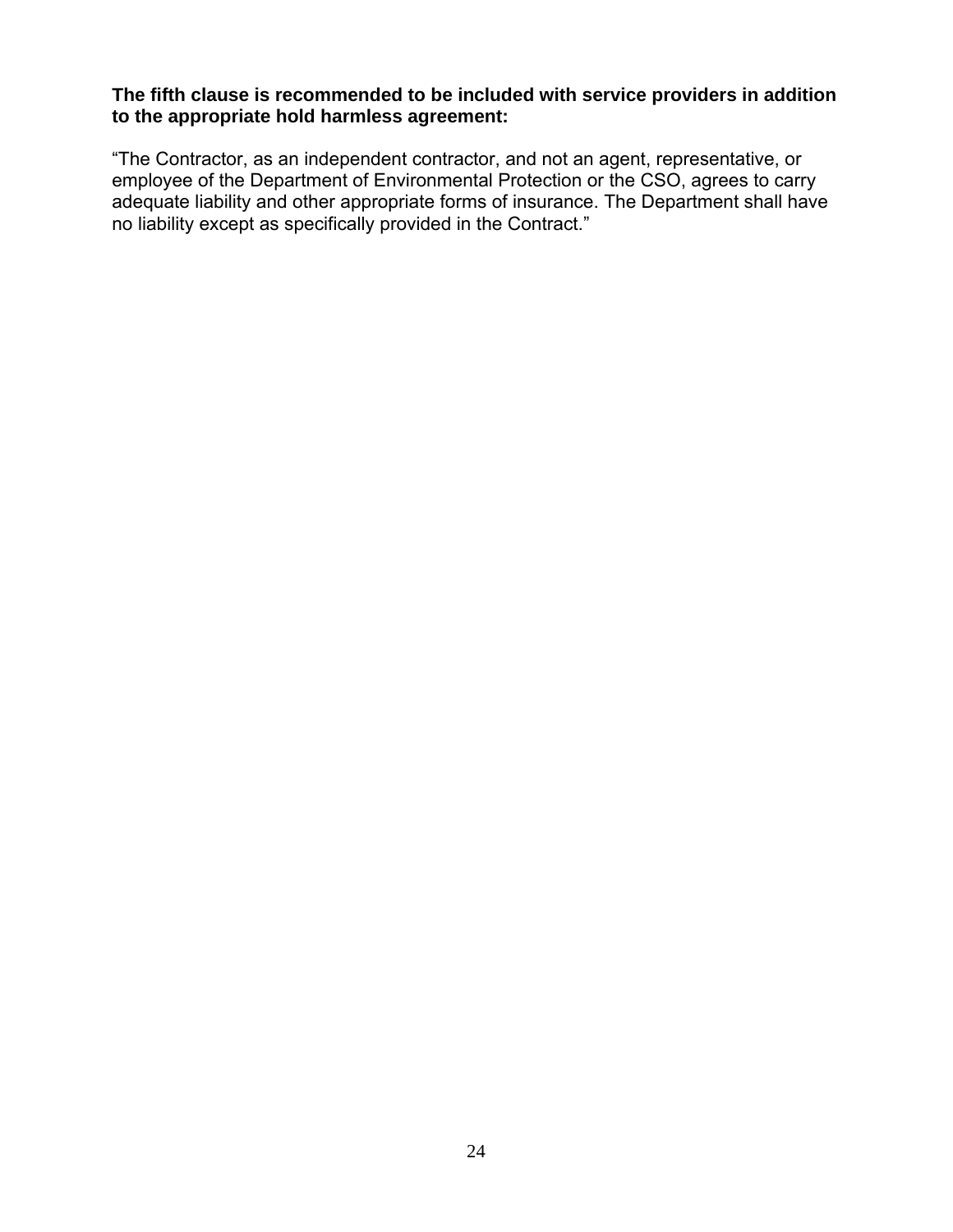**The fifth clause is recommended to be included with service providers in addition to the appropriate hold harmless agreement:**

“The Contractor, as an independent contractor, and not an agent, representative, or employee of the Department of Environmental Protection or the CSO, agrees to carry adequate liability and other appropriate forms of insurance. The Department shall have no liability except as specifically provided in the Contract.”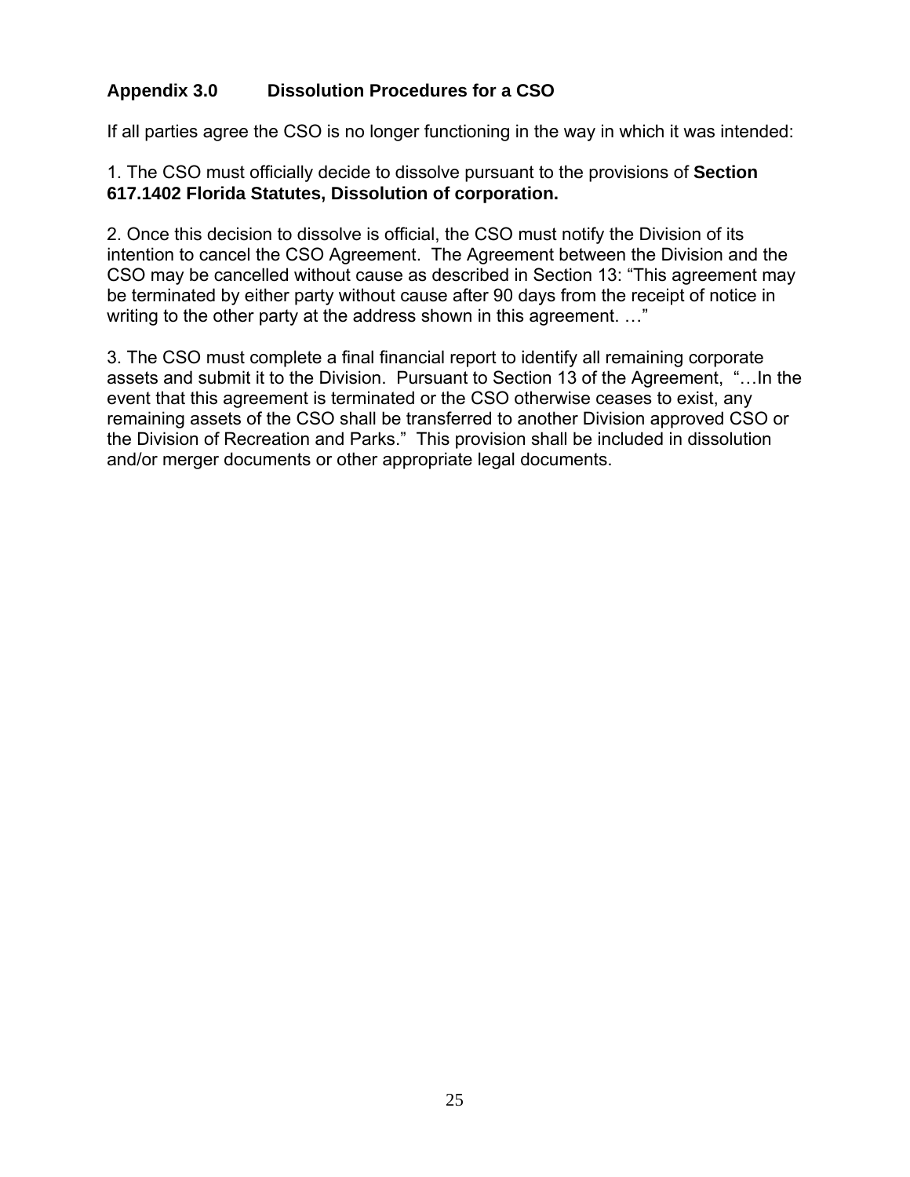## Appendix 3.0 Dissolution Procedures for a CSO

If all parties agree the CSO is no longer functioning in the way in which it was intended:

1. The CSO must officially decide to dissolve pursuant to the provisions of **Section 617.1402 Florida Statutes, Dissolution of corporation.**

2. Once this decision to dissolve is official, the CSO must notify the Division of its intention to cancel the CSO Agreement. The Agreement between the Division and the CSO may be cancelled without cause as described in Section 13: "This agreement may be terminated by either party without cause after 90 days from the receipt of notice in writing to the other party at the address shown in this agreement. …"

3. The CSO must complete a final financial report to identify all remaining corporate assets and submit it to the Division. Pursuant to Section 13 of the Agreement, "…In the event that this agreement is terminated or the CSO otherwise ceases to exist, any remaining assets of the CSO shall be transferred to another Division approved CSO or the Division of Recreation and Parks." This provision shall be included in dissolution and/or merger documents or other appropriate legal documents.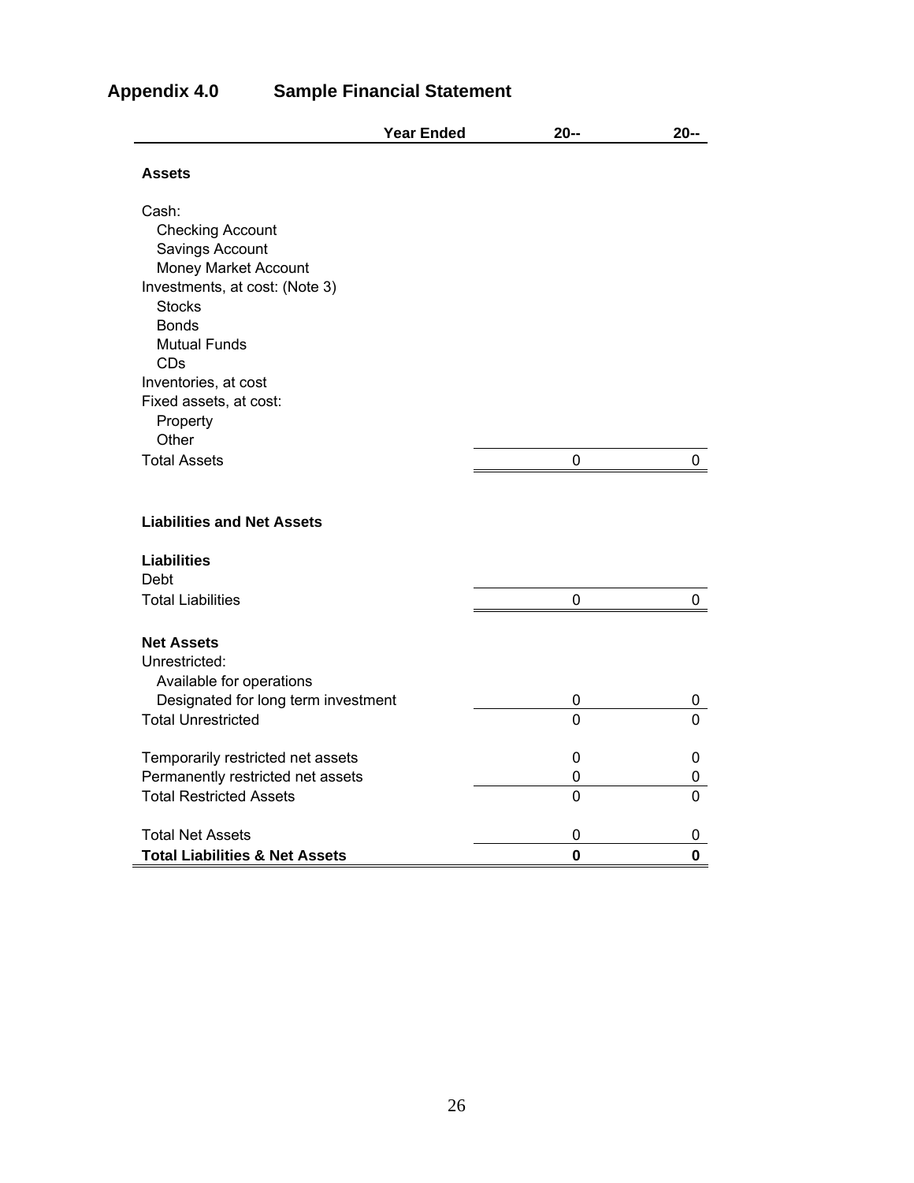## Appendix 4.0 Sample Financial Statement

| Year Ended | 20-- | 20-- |
|---|---|---|
| **Assets** | | |
| Cash: | | |
| Checking Account | | |
| Savings Account | | |
| Money Market Account | | |
| Investments, at cost: (Note 3) | | |
| Stocks | | |
| Bonds | | |
| Mutual Funds | | |
| CDs | | |
| Inventories, at cost | | |
| Fixed assets, at cost: | | |
| Property | | |
| Other | | |
| Total Assets | 0 | 0 |
| | | |
| **Liabilities and Net Assets** | | |
| **Liabilities** | | |
| Debt | | |
| Total Liabilities | 0 | 0 |
| | | |
| **Net Assets** | | |
| Unrestricted: | | |
| Available for operations | | |
| Designated for long term investment | 0 | 0 |
| Total Unrestricted | 0 | 0 |
| | | |
| Temporarily restricted net assets | 0 | 0 |
| Permanently restricted net assets | 0 | 0 |
| Total Restricted Assets | 0 | 0 |
| | | |
| Total Net Assets | 0 | 0 |
| **Total Liabilities & Net Assets** | **0** | **0** |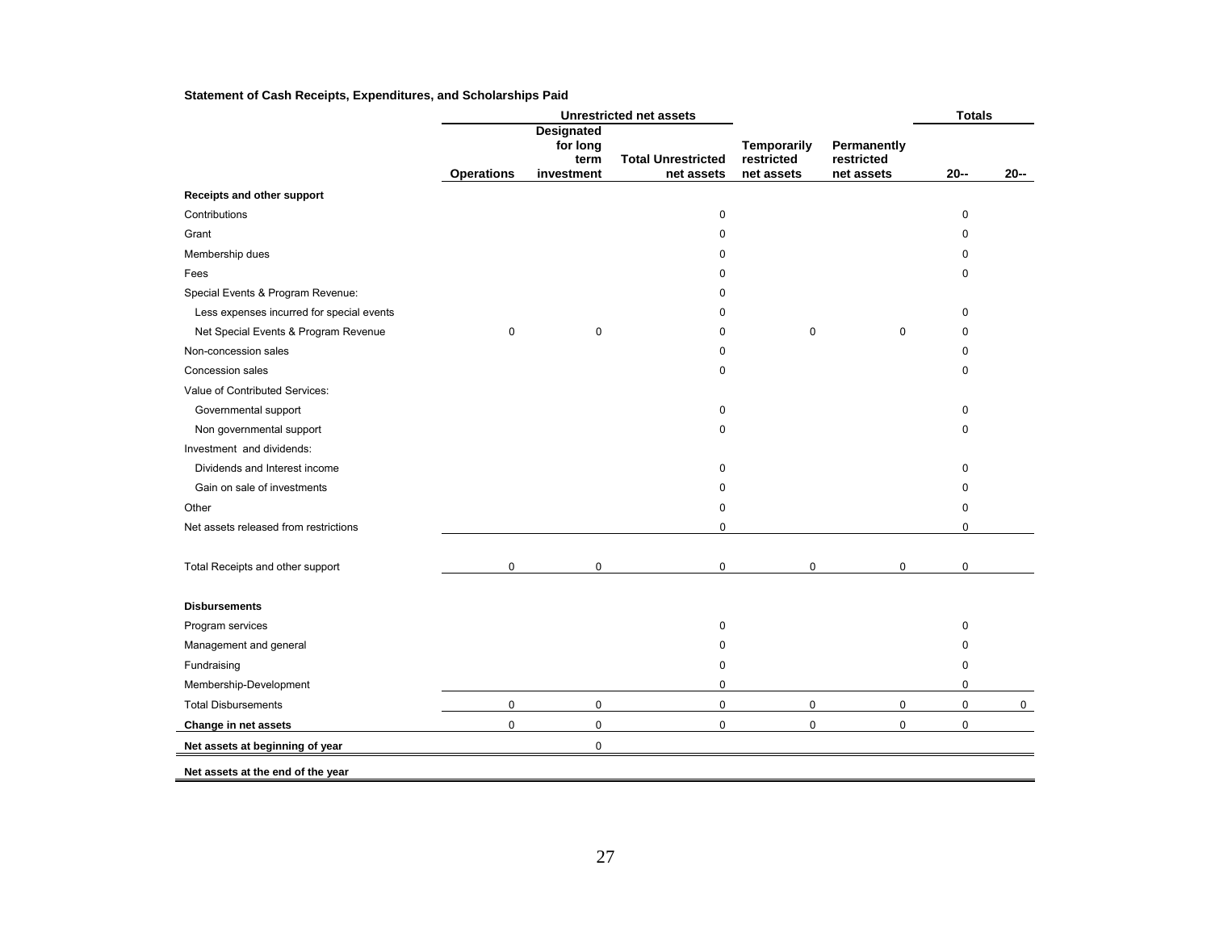**Statement of Cash Receipts, Expenditures, and Scholarships Paid**

| | Unrestricted net assets | | | | | Totals | |
|---|---|---|---|---|---|---|---|
| | Operations | Designated for long term investment | Total Unrestricted net assets | Temporarily restricted net assets | Permanently restricted net assets | 20-- | 20-- |
| **Receipts and other support** | | | | | | | |
| Contributions | | | 0 | | | 0 | |
| Grant | | | 0 | | | 0 | |
| Membership dues | | | 0 | | | 0 | |
| Fees | | | 0 | | | 0 | |
| Special Events & Program Revenue: | | | 0 | | | | |
| Less expenses incurred for special events | | | 0 | | | 0 | |
| Net Special Events & Program Revenue | 0 | 0 | 0 | 0 | 0 | 0 | |
| Non-concession sales | | | 0 | | | 0 | |
| Concession sales | | | 0 | | | 0 | |
| Value of Contributed Services: | | | | | | | |
| Governmental support | | | 0 | | | 0 | |
| Non governmental support | | | 0 | | | 0 | |
| Investment and dividends: | | | | | | | |
| Dividends and Interest income | | | 0 | | | 0 | |
| Gain on sale of investments | | | 0 | | | 0 | |
| Other | | | 0 | | | 0 | |
| Net assets released from restrictions | | | 0 | | | 0 | |
| Total Receipts and other support | 0 | 0 | 0 | 0 | 0 | 0 | |
| **Disbursements** | | | | | | | |
| Program services | | | 0 | | | 0 | |
| Management and general | | | 0 | | | 0 | |
| Fundraising | | | 0 | | | 0 | |
| Membership-Development | | | 0 | | | 0 | |
| Total Disbursements | 0 | 0 | 0 | 0 | 0 | 0 | 0 |
| **Change in net assets** | 0 | 0 | 0 | 0 | 0 | 0 | |
| **Net assets at beginning of year** | | 0 | | | | | |
| **Net assets at the end of the year** | | | | | | | |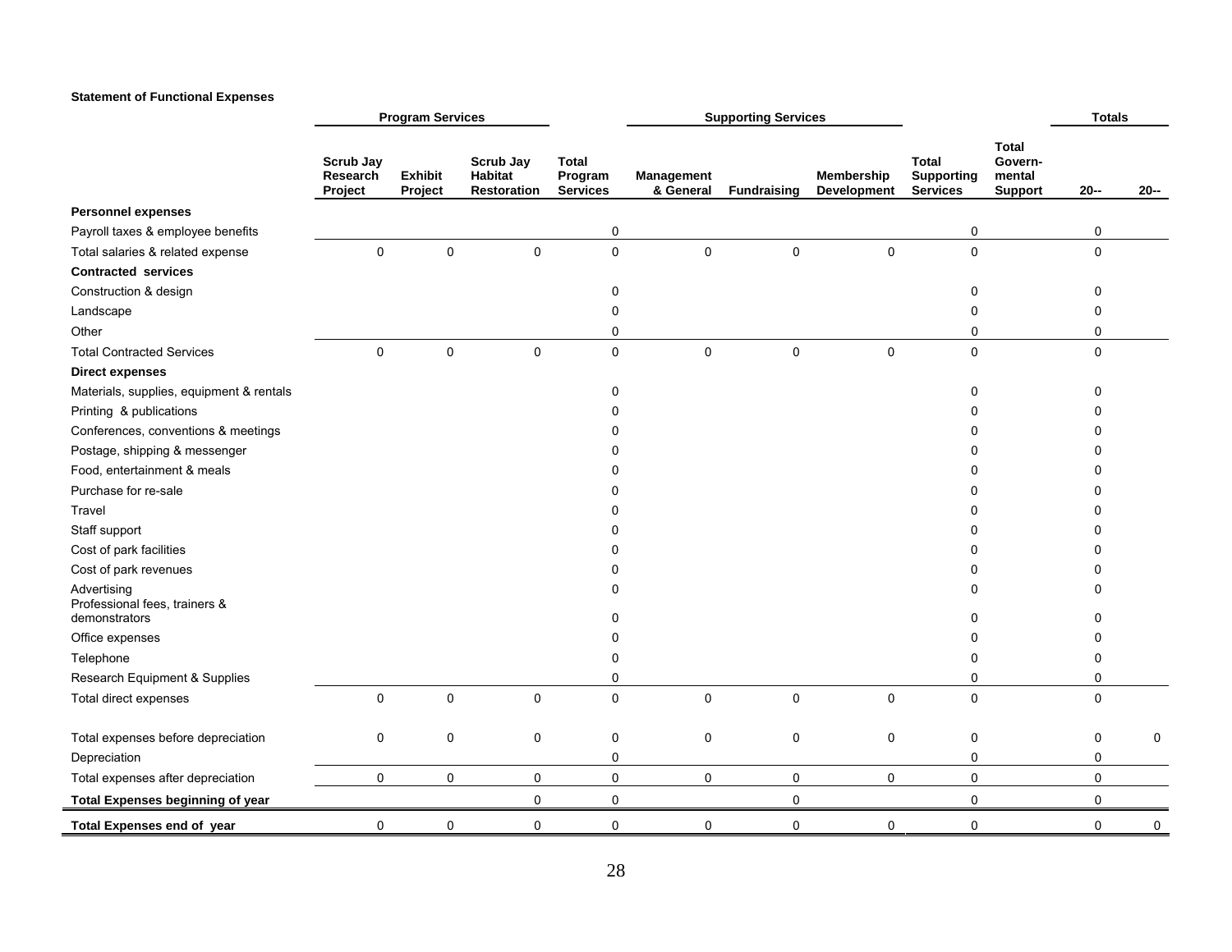**Statement of Functional Expenses**

| | Program Services | | | | Supporting Services | | | | | Totals | |
|---|---|---|---|---|---|---|---|---|---|---|---|
| | Scrub Jay Research Project | Exhibit Project | Scrub Jay Habitat Restoration | Total Program Services | Management & General | Fundraising | Membership Development | Total Supporting Services | Total Govern-mental Support | 20-- | 20-- |
| **Personnel expenses** | | | | | | | | | | | |
| Payroll taxes & employee benefits | | | | 0 | | | | 0 | | 0 | |
| Total salaries & related expense | 0 | 0 | 0 | 0 | 0 | 0 | 0 | 0 | | 0 | |
| **Contracted services** | | | | | | | | | | | |
| Construction & design | | | | 0 | | | | 0 | | 0 | |
| Landscape | | | | 0 | | | | 0 | | 0 | |
| Other | | | | 0 | | | | 0 | | 0 | |
| Total Contracted Services | 0 | 0 | 0 | 0 | 0 | 0 | 0 | 0 | | 0 | |
| **Direct expenses** | | | | | | | | | | | |
| Materials, supplies, equipment & rentals | | | | 0 | | | | 0 | | 0 | |
| Printing & publications | | | | 0 | | | | 0 | | 0 | |
| Conferences, conventions & meetings | | | | 0 | | | | 0 | | 0 | |
| Postage, shipping & messenger | | | | 0 | | | | 0 | | 0 | |
| Food, entertainment & meals | | | | 0 | | | | 0 | | 0 | |
| Purchase for re-sale | | | | 0 | | | | 0 | | 0 | |
| Travel | | | | 0 | | | | 0 | | 0 | |
| Staff support | | | | 0 | | | | 0 | | 0 | |
| Cost of park facilities | | | | 0 | | | | 0 | | 0 | |
| Cost of park revenues | | | | 0 | | | | 0 | | 0 | |
| Advertising | | | | 0 | | | | 0 | | 0 | |
| Professional fees, trainers & demonstrators | | | | 0 | | | | 0 | | 0 | |
| Office expenses | | | | 0 | | | | 0 | | 0 | |
| Telephone | | | | 0 | | | | 0 | | 0 | |
| Research Equipment & Supplies | | | | 0 | | | | 0 | | 0 | |
| Total direct expenses | 0 | 0 | 0 | 0 | 0 | 0 | 0 | 0 | | 0 | |
| Total expenses before depreciation | 0 | 0 | 0 | 0 | 0 | 0 | 0 | 0 | | 0 | 0 |
| Depreciation | | | | 0 | | | | 0 | | 0 | |
| Total expenses after depreciation | 0 | 0 | 0 | 0 | 0 | 0 | 0 | 0 | | 0 | |
| **Total Expenses beginning of year** | | | 0 | 0 | | 0 | | 0 | | 0 | |
| **Total Expenses end of year** | 0 | 0 | 0 | 0 | 0 | 0 | 0 | 0 | | 0 | 0 |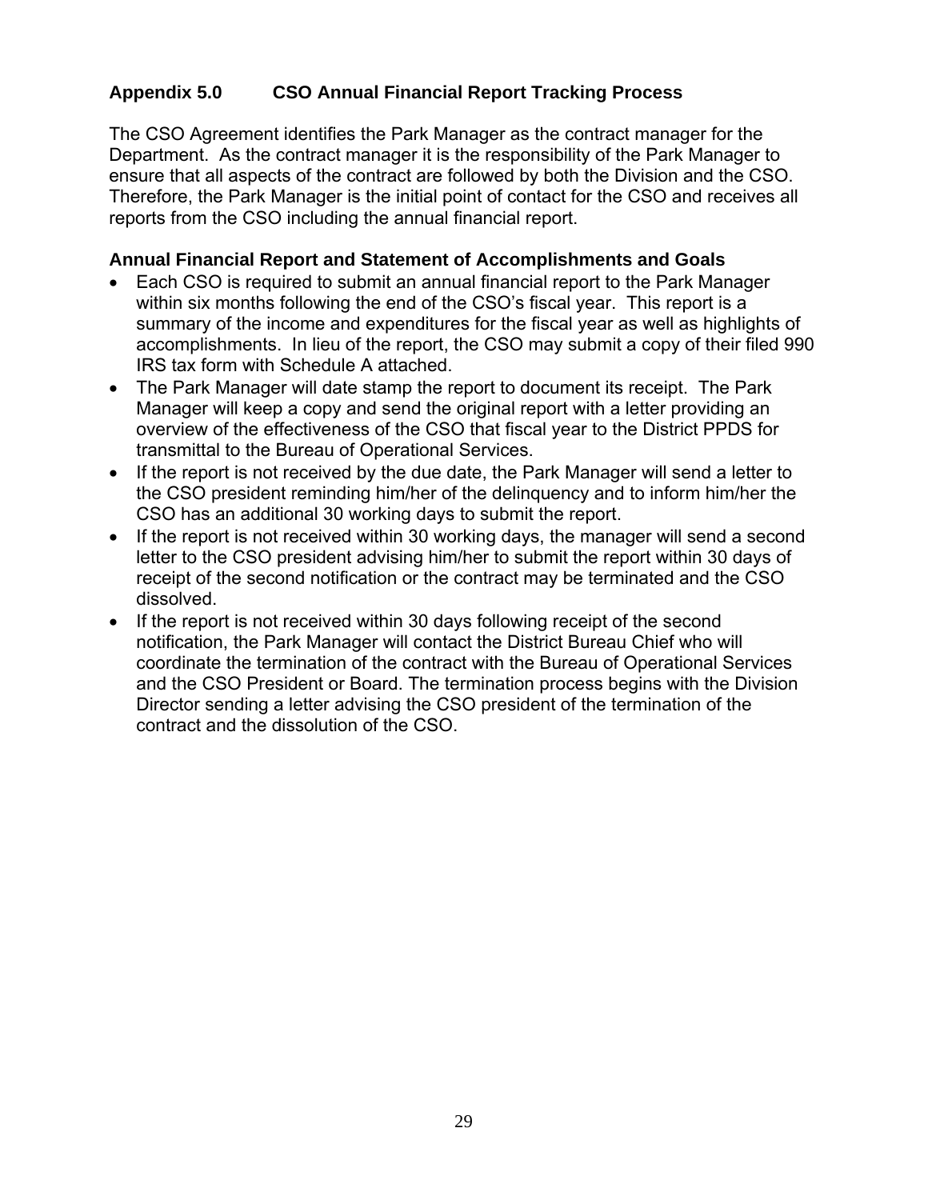## Appendix 5.0 CSO Annual Financial Report Tracking Process

The CSO Agreement identifies the Park Manager as the contract manager for the Department. As the contract manager it is the responsibility of the Park Manager to ensure that all aspects of the contract are followed by both the Division and the CSO. Therefore, the Park Manager is the initial point of contact for the CSO and receives all reports from the CSO including the annual financial report.

### Annual Financial Report and Statement of Accomplishments and Goals

- Each CSO is required to submit an annual financial report to the Park Manager within six months following the end of the CSO's fiscal year. This report is a summary of the income and expenditures for the fiscal year as well as highlights of accomplishments. In lieu of the report, the CSO may submit a copy of their filed 990 IRS tax form with Schedule A attached.
- The Park Manager will date stamp the report to document its receipt. The Park Manager will keep a copy and send the original report with a letter providing an overview of the effectiveness of the CSO that fiscal year to the District PPDS for transmittal to the Bureau of Operational Services.
- If the report is not received by the due date, the Park Manager will send a letter to the CSO president reminding him/her of the delinquency and to inform him/her the CSO has an additional 30 working days to submit the report.
- If the report is not received within 30 working days, the manager will send a second letter to the CSO president advising him/her to submit the report within 30 days of receipt of the second notification or the contract may be terminated and the CSO dissolved.
- If the report is not received within 30 days following receipt of the second notification, the Park Manager will contact the District Bureau Chief who will coordinate the termination of the contract with the Bureau of Operational Services and the CSO President or Board. The termination process begins with the Division Director sending a letter advising the CSO president of the termination of the contract and the dissolution of the CSO.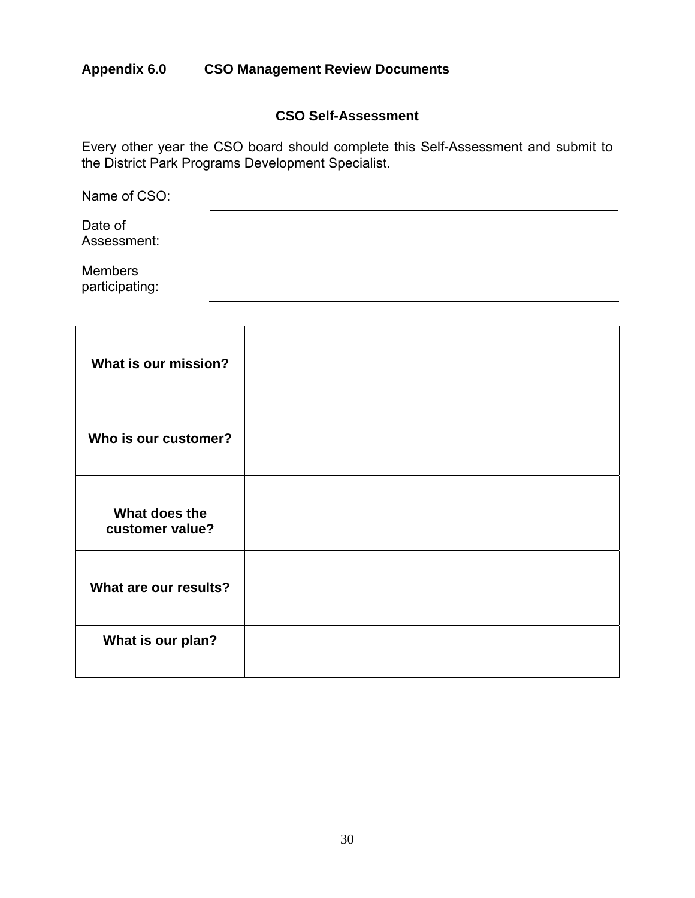## Appendix 6.0 CSO Management Review Documents

### CSO Self-Assessment

Every other year the CSO board should complete this Self-Assessment and submit to the District Park Programs Development Specialist.

Name of CSO: \_\_\_\_\_\_\_\_\_\_\_\_\_\_\_\_\_\_\_\_\_\_\_\_\_\_\_\_\_\_\_\_\_\_\_\_\_\_\_\_

Date of Assessment: \_\_\_\_\_\_\_\_\_\_\_\_\_\_\_\_\_\_\_\_\_\_\_\_\_\_\_\_\_\_\_\_\_\_\_\_\_\_\_\_

Members participating: \_\_\_\_\_\_\_\_\_\_\_\_\_\_\_\_\_\_\_\_\_\_\_\_\_\_\_\_\_\_\_\_\_\_\_\_\_\_\_\_

| | |
|---|---|
| **What is our mission?** | |
| **Who is our customer?** | |
| **What does the customer value?** | |
| **What are our results?** | |
| **What is our plan?** | |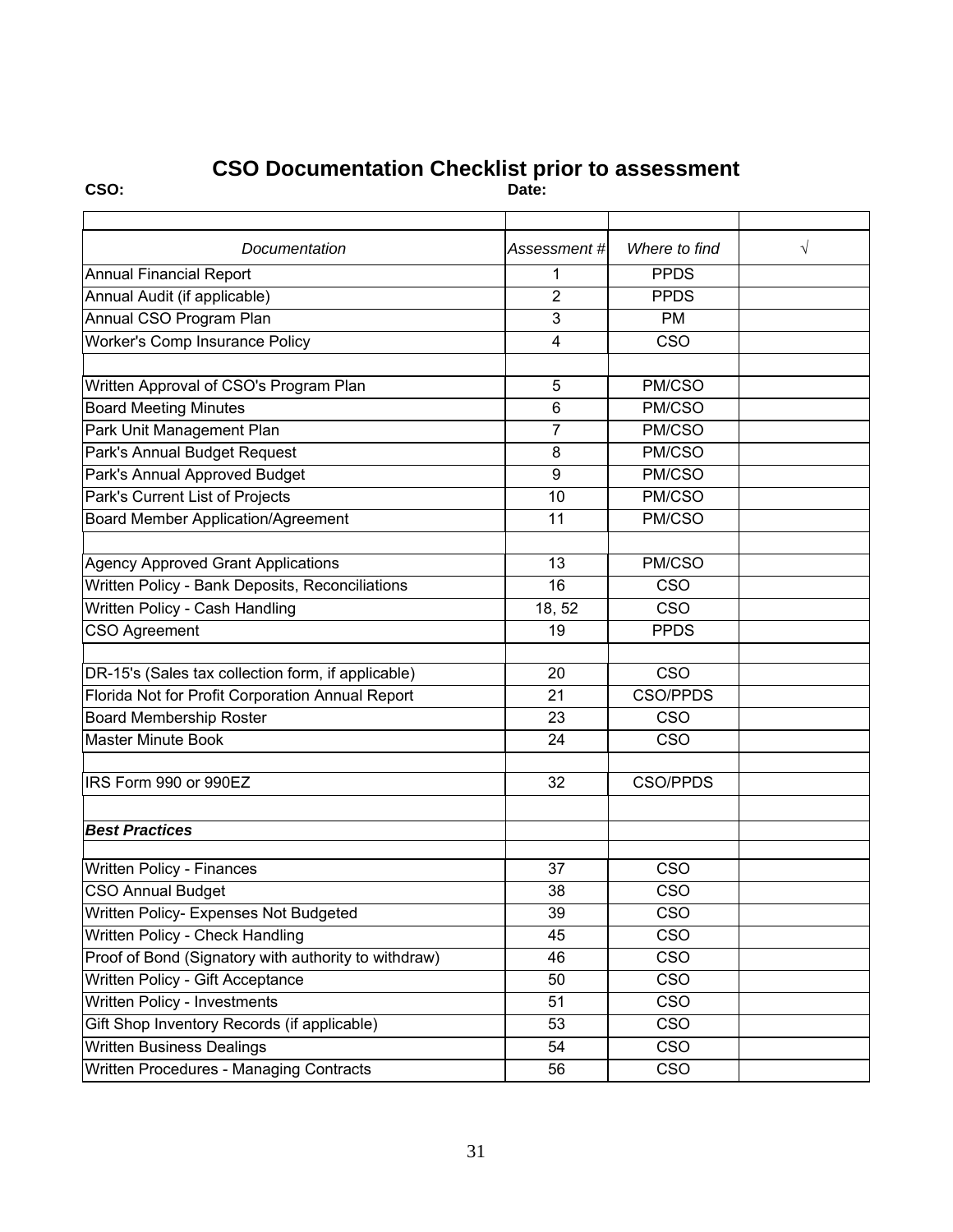# CSO Documentation Checklist prior to assessment

**CSO:** **Date:**

| *Documentation* | *Assessment #* | *Where to find* | √ |
|---|---|---|---|
| Annual Financial Report | 1 | PPDS | |
| Annual Audit (if applicable) | 2 | PPDS | |
| Annual CSO Program Plan | 3 | PM | |
| Worker's Comp Insurance Policy | 4 | CSO | |
| | | | |
| Written Approval of CSO's Program Plan | 5 | PM/CSO | |
| Board Meeting Minutes | 6 | PM/CSO | |
| Park Unit Management Plan | 7 | PM/CSO | |
| Park's Annual Budget Request | 8 | PM/CSO | |
| Park's Annual Approved Budget | 9 | PM/CSO | |
| Park's Current List of Projects | 10 | PM/CSO | |
| Board Member Application/Agreement | 11 | PM/CSO | |
| | | | |
| Agency Approved Grant Applications | 13 | PM/CSO | |
| Written Policy - Bank Deposits, Reconciliations | 16 | CSO | |
| Written Policy - Cash Handling | 18, 52 | CSO | |
| CSO Agreement | 19 | PPDS | |
| | | | |
| DR-15's (Sales tax collection form, if applicable) | 20 | CSO | |
| Florida Not for Profit Corporation Annual Report | 21 | CSO/PPDS | |
| Board Membership Roster | 23 | CSO | |
| Master Minute Book | 24 | CSO | |
| | | | |
| IRS Form 990 or 990EZ | 32 | CSO/PPDS | |
| | | | |
| ***Best Practices*** | | | |
| | | | |
| Written Policy - Finances | 37 | CSO | |
| CSO Annual Budget | 38 | CSO | |
| Written Policy- Expenses Not Budgeted | 39 | CSO | |
| Written Policy - Check Handling | 45 | CSO | |
| Proof of Bond (Signatory with authority to withdraw) | 46 | CSO | |
| Written Policy - Gift Acceptance | 50 | CSO | |
| Written Policy - Investments | 51 | CSO | |
| Gift Shop Inventory Records (if applicable) | 53 | CSO | |
| Written Business Dealings | 54 | CSO | |
| Written Procedures - Managing Contracts | 56 | CSO | |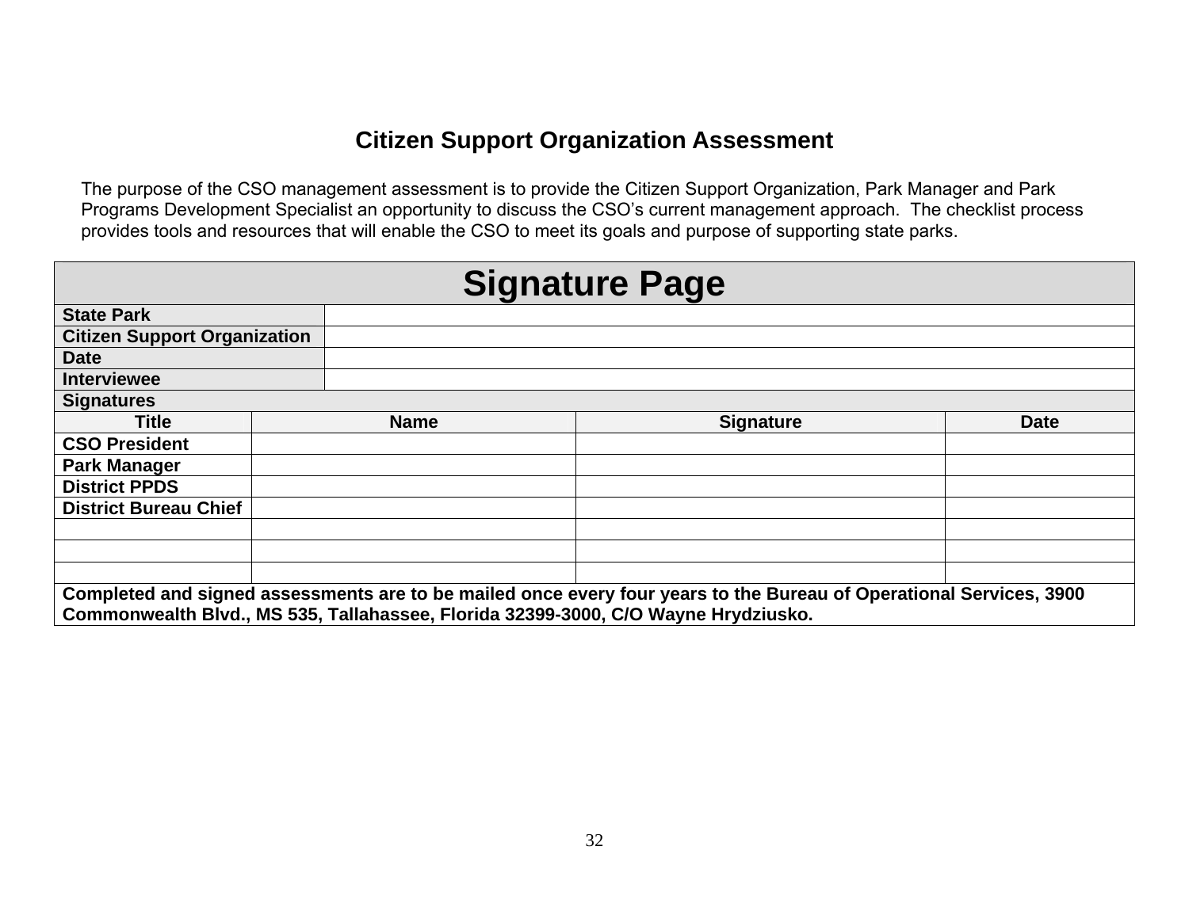# Citizen Support Organization Assessment

The purpose of the CSO management assessment is to provide the Citizen Support Organization, Park Manager and Park Programs Development Specialist an opportunity to discuss the CSO's current management approach. The checklist process provides tools and resources that will enable the CSO to meet its goals and purpose of supporting state parks.

| **Signature Page** | | | |
|---|---|---|---|
| **State Park** | | | |
| **Citizen Support Organization** | | | |
| **Date** | | | |
| **Interviewee** | | | |
| **Signatures** | | | |
| **Title** | **Name** | **Signature** | **Date** |
| **CSO President** | | | |
| **Park Manager** | | | |
| **District PPDS** | | | |
| **District Bureau Chief** | | | |
| | | | |
| | | | |
| | | | |
| **Completed and signed assessments are to be mailed once every four years to the Bureau of Operational Services, 3900 Commonwealth Blvd., MS 535, Tallahassee, Florida 32399-3000, C/O Wayne Hrydziusko.** | | | |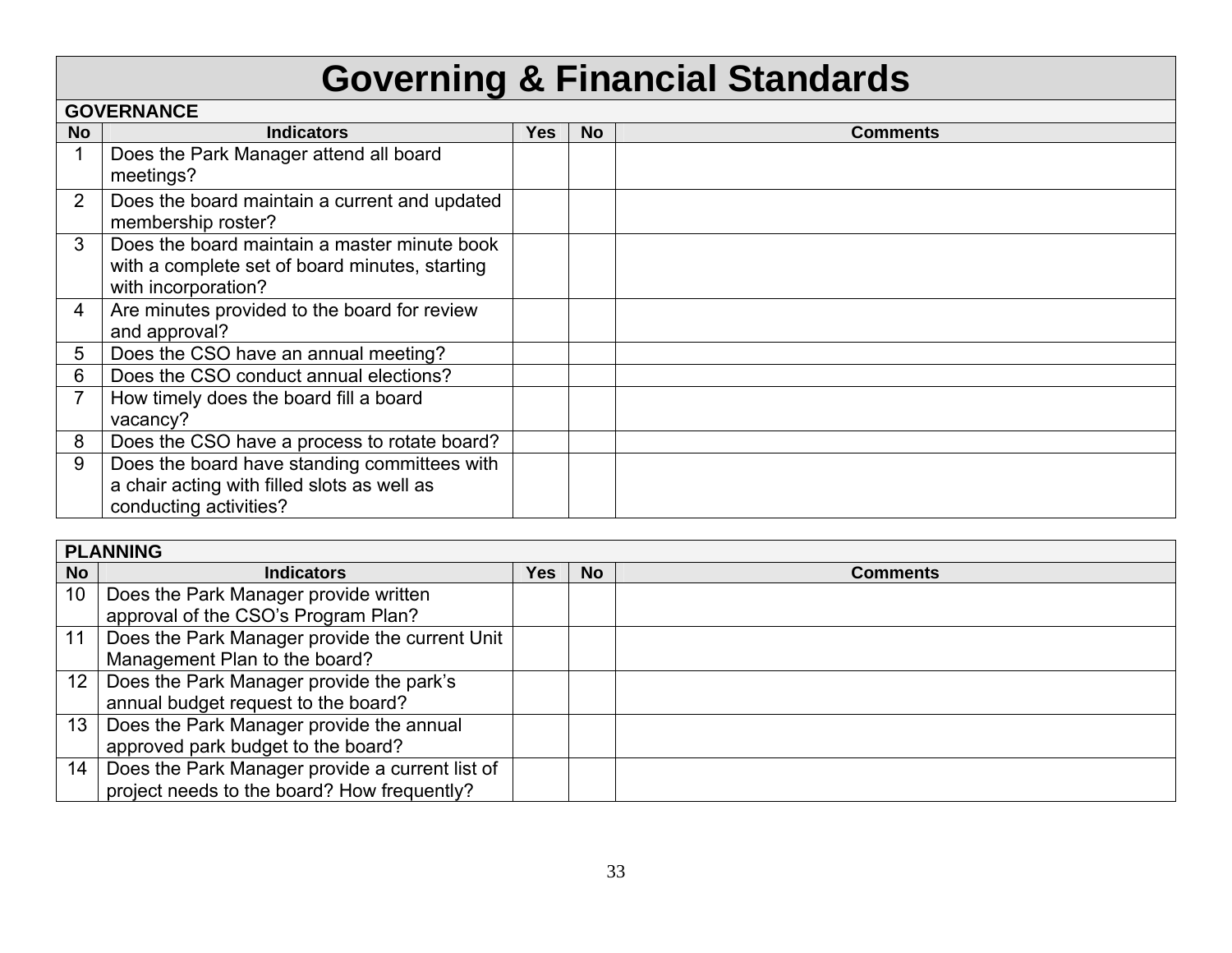# Governing & Financial Standards

## GOVERNANCE

| No | Indicators | Yes | No | Comments |
|---|---|---|---|---|
| 1 | Does the Park Manager attend all board meetings? | | | |
| 2 | Does the board maintain a current and updated membership roster? | | | |
| 3 | Does the board maintain a master minute book with a complete set of board minutes, starting with incorporation? | | | |
| 4 | Are minutes provided to the board for review and approval? | | | |
| 5 | Does the CSO have an annual meeting? | | | |
| 6 | Does the CSO conduct annual elections? | | | |
| 7 | How timely does the board fill a board vacancy? | | | |
| 8 | Does the CSO have a process to rotate board? | | | |
| 9 | Does the board have standing committees with a chair acting with filled slots as well as conducting activities? | | | |

## PLANNING

| No | Indicators | Yes | No | Comments |
|---|---|---|---|---|
| 10 | Does the Park Manager provide written approval of the CSO's Program Plan? | | | |
| 11 | Does the Park Manager provide the current Unit Management Plan to the board? | | | |
| 12 | Does the Park Manager provide the park's annual budget request to the board? | | | |
| 13 | Does the Park Manager provide the annual approved park budget to the board? | | | |
| 14 | Does the Park Manager provide a current list of project needs to the board? How frequently? | | | |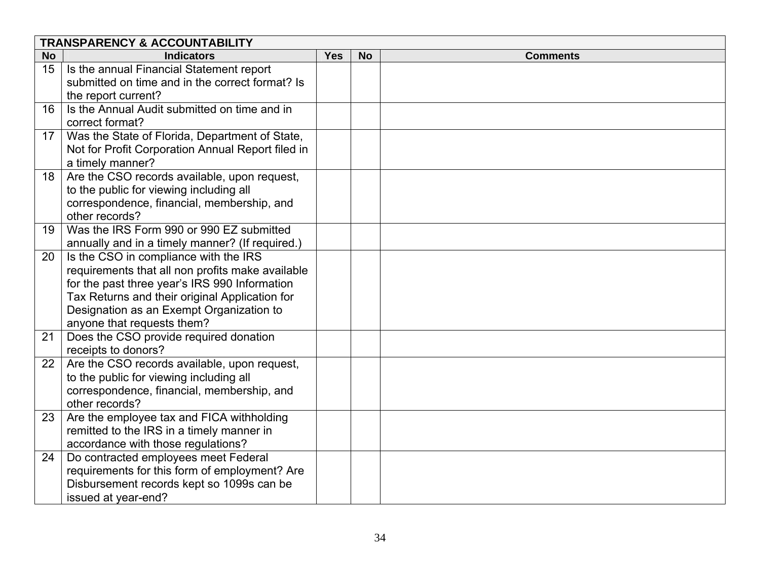| TRANSPARENCY & ACCOUNTABILITY | | | | |
|---|---|---|---|---|
| **No** | **Indicators** | **Yes** | **No** | **Comments** |
| 15 | Is the annual Financial Statement report submitted on time and in the correct format? Is the report current? | | | |
| 16 | Is the Annual Audit submitted on time and in correct format? | | | |
| 17 | Was the State of Florida, Department of State, Not for Profit Corporation Annual Report filed in a timely manner? | | | |
| 18 | Are the CSO records available, upon request, to the public for viewing including all correspondence, financial, membership, and other records? | | | |
| 19 | Was the IRS Form 990 or 990 EZ submitted annually and in a timely manner? (If required.) | | | |
| 20 | Is the CSO in compliance with the IRS requirements that all non profits make available for the past three year's IRS 990 Information Tax Returns and their original Application for Designation as an Exempt Organization to anyone that requests them? | | | |
| 21 | Does the CSO provide required donation receipts to donors? | | | |
| 22 | Are the CSO records available, upon request, to the public for viewing including all correspondence, financial, membership, and other records? | | | |
| 23 | Are the employee tax and FICA withholding remitted to the IRS in a timely manner in accordance with those regulations? | | | |
| 24 | Do contracted employees meet Federal requirements for this form of employment? Are Disbursement records kept so 1099s can be issued at year-end? | | | |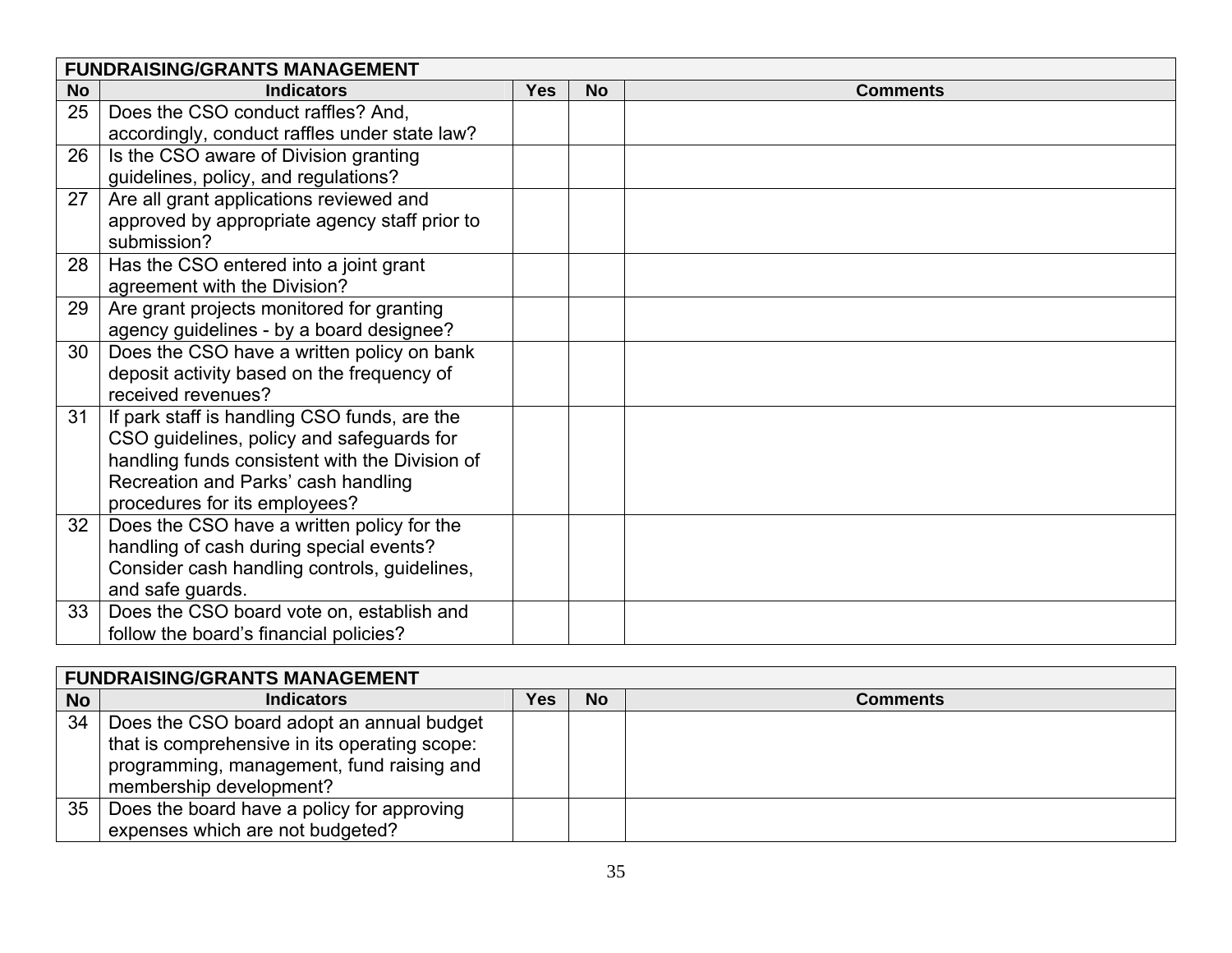| FUNDRAISING/GRANTS MANAGEMENT | | | | |
|---|---|---|---|---|
| **No** | **Indicators** | **Yes** | **No** | **Comments** |
| 25 | Does the CSO conduct raffles? And, accordingly, conduct raffles under state law? | | | |
| 26 | Is the CSO aware of Division granting guidelines, policy, and regulations? | | | |
| 27 | Are all grant applications reviewed and approved by appropriate agency staff prior to submission? | | | |
| 28 | Has the CSO entered into a joint grant agreement with the Division? | | | |
| 29 | Are grant projects monitored for granting agency guidelines - by a board designee? | | | |
| 30 | Does the CSO have a written policy on bank deposit activity based on the frequency of received revenues? | | | |
| 31 | If park staff is handling CSO funds, are the CSO guidelines, policy and safeguards for handling funds consistent with the Division of Recreation and Parks' cash handling procedures for its employees? | | | |
| 32 | Does the CSO have a written policy for the handling of cash during special events? Consider cash handling controls, guidelines, and safe guards. | | | |
| 33 | Does the CSO board vote on, establish and follow the board's financial policies? | | | |

| FUNDRAISING/GRANTS MANAGEMENT | | | | |
|---|---|---|---|---|
| **No** | **Indicators** | **Yes** | **No** | **Comments** |
| 34 | Does the CSO board adopt an annual budget that is comprehensive in its operating scope: programming, management, fund raising and membership development? | | | |
| 35 | Does the board have a policy for approving expenses which are not budgeted? | | | |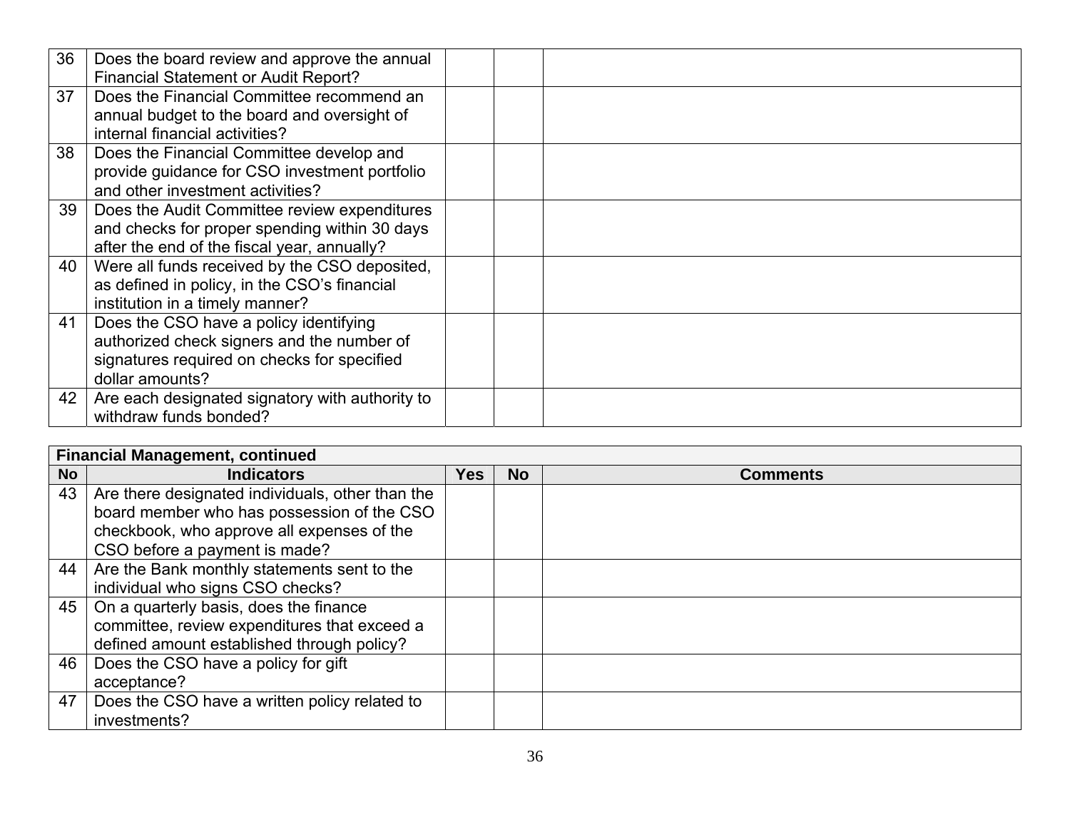| No | Indicators | Yes | No | Comments |
|---|---|---|---|---|
| 36 | Does the board review and approve the annual Financial Statement or Audit Report? | | | |
| 37 | Does the Financial Committee recommend an annual budget to the board and oversight of internal financial activities? | | | |
| 38 | Does the Financial Committee develop and provide guidance for CSO investment portfolio and other investment activities? | | | |
| 39 | Does the Audit Committee review expenditures and checks for proper spending within 30 days after the end of the fiscal year, annually? | | | |
| 40 | Were all funds received by the CSO deposited, as defined in policy, in the CSO's financial institution in a timely manner? | | | |
| 41 | Does the CSO have a policy identifying authorized check signers and the number of signatures required on checks for specified dollar amounts? | | | |
| 42 | Are each designated signatory with authority to withdraw funds bonded? | | | |

**Financial Management, continued**

| No | Indicators | Yes | No | Comments |
|---|---|---|---|---|
| 43 | Are there designated individuals, other than the board member who has possession of the CSO checkbook, who approve all expenses of the CSO before a payment is made? | | | |
| 44 | Are the Bank monthly statements sent to the individual who signs CSO checks? | | | |
| 45 | On a quarterly basis, does the finance committee, review expenditures that exceed a defined amount established through policy? | | | |
| 46 | Does the CSO have a policy for gift acceptance? | | | |
| 47 | Does the CSO have a written policy related to investments? | | | |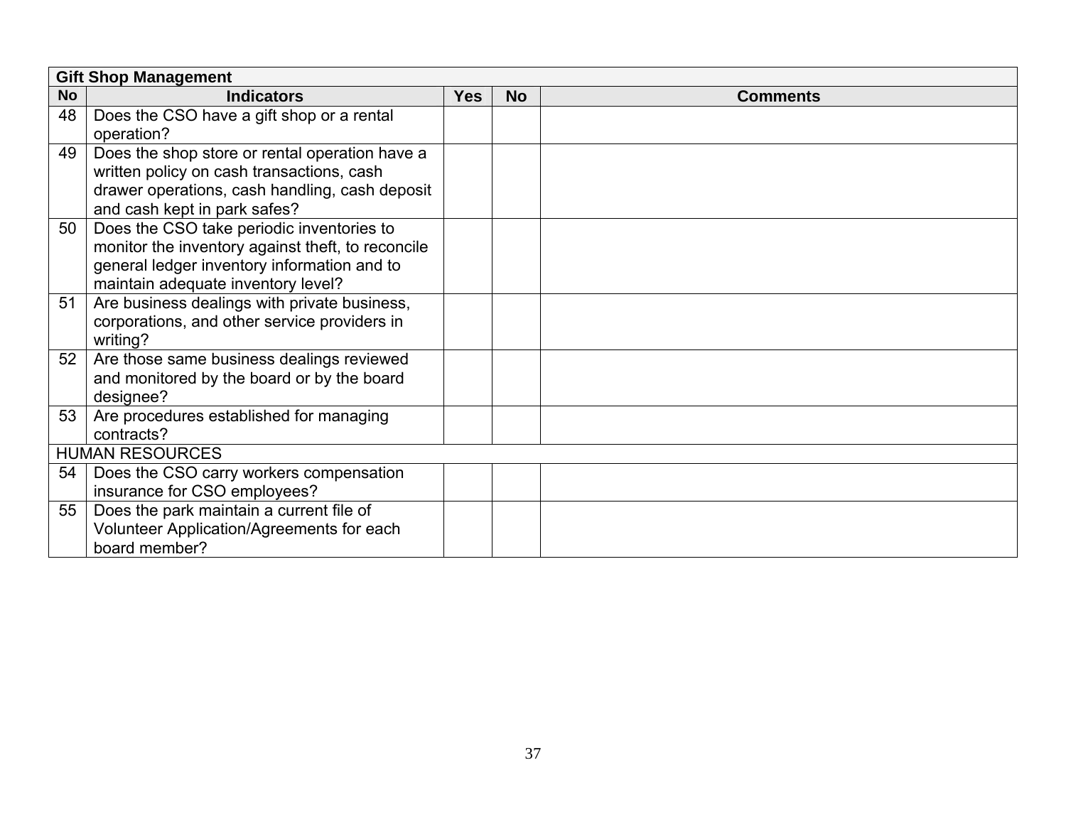| Gift Shop Management | | | | |
|---|---|---|---|---|
| **No** | **Indicators** | **Yes** | **No** | **Comments** |
| 48 | Does the CSO have a gift shop or a rental operation? | | | |
| 49 | Does the shop store or rental operation have a written policy on cash transactions, cash drawer operations, cash handling, cash deposit and cash kept in park safes? | | | |
| 50 | Does the CSO take periodic inventories to monitor the inventory against theft, to reconcile general ledger inventory information and to maintain adequate inventory level? | | | |
| 51 | Are business dealings with private business, corporations, and other service providers in writing? | | | |
| 52 | Are those same business dealings reviewed and monitored by the board or by the board designee? | | | |
| 53 | Are procedures established for managing contracts? | | | |
| HUMAN RESOURCES | | | | |
| 54 | Does the CSO carry workers compensation insurance for CSO employees? | | | |
| 55 | Does the park maintain a current file of Volunteer Application/Agreements for each board member? | | | |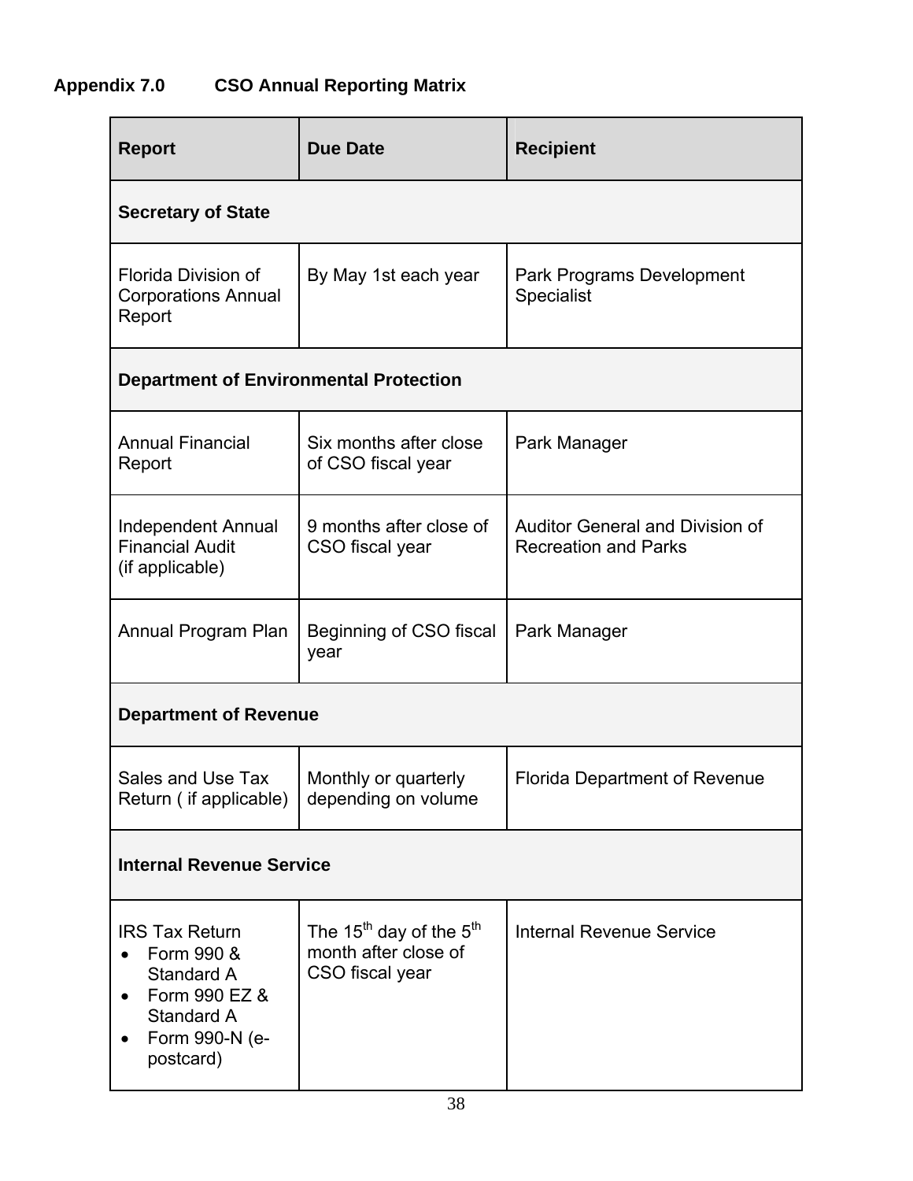## Appendix 7.0 CSO Annual Reporting Matrix

| Report | Due Date | Recipient |
|---|---|---|
| **Secretary of State** | | |
| Florida Division of Corporations Annual Report | By May 1st each year | Park Programs Development Specialist |
| **Department of Environmental Protection** | | |
| Annual Financial Report | Six months after close of CSO fiscal year | Park Manager |
| Independent Annual Financial Audit (if applicable) | 9 months after close of CSO fiscal year | Auditor General and Division of Recreation and Parks |
| Annual Program Plan | Beginning of CSO fiscal year | Park Manager |
| **Department of Revenue** | | |
| Sales and Use Tax Return ( if applicable) | Monthly or quarterly depending on volume | Florida Department of Revenue |
| **Internal Revenue Service** | | |
| IRS Tax Return<br>• Form 990 & Standard A<br>• Form 990 EZ & Standard A<br>• Form 990-N (e-postcard) | The 15th day of the 5th month after close of CSO fiscal year | Internal Revenue Service |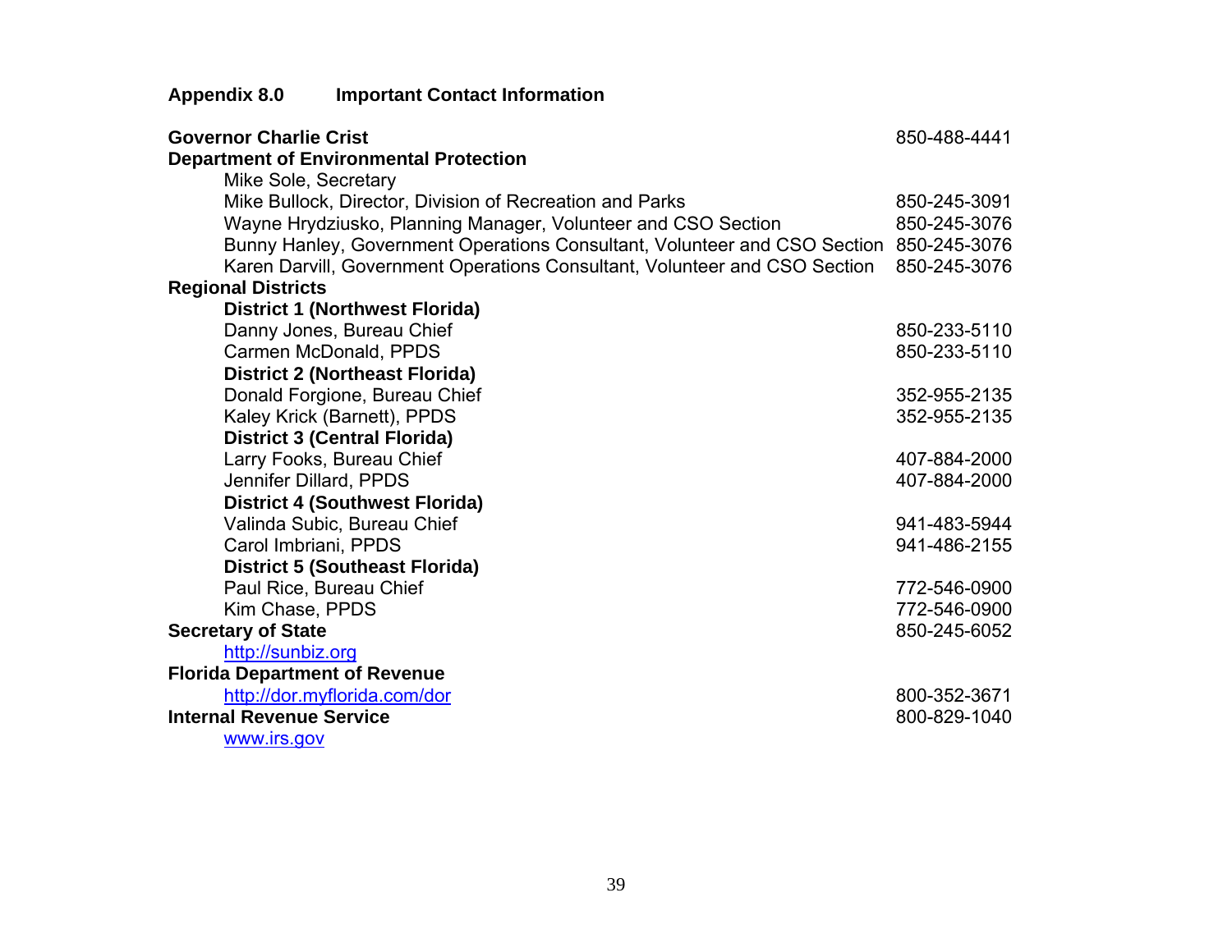## Appendix 8.0 Important Contact Information

| | |
|---|---|
| **Governor Charlie Crist** | 850-488-4441 |
| **Department of Environmental Protection** | |
| Mike Sole, Secretary | |
| Mike Bullock, Director, Division of Recreation and Parks | 850-245-3091 |
| Wayne Hrydziusko, Planning Manager, Volunteer and CSO Section | 850-245-3076 |
| Bunny Hanley, Government Operations Consultant, Volunteer and CSO Section | 850-245-3076 |
| Karen Darvill, Government Operations Consultant, Volunteer and CSO Section | 850-245-3076 |
| **Regional Districts** | |
| **District 1 (Northwest Florida)** | |
| Danny Jones, Bureau Chief | 850-233-5110 |
| Carmen McDonald, PPDS | 850-233-5110 |
| **District 2 (Northeast Florida)** | |
| Donald Forgione, Bureau Chief | 352-955-2135 |
| Kaley Krick (Barnett), PPDS | 352-955-2135 |
| **District 3 (Central Florida)** | |
| Larry Fooks, Bureau Chief | 407-884-2000 |
| Jennifer Dillard, PPDS | 407-884-2000 |
| **District 4 (Southwest Florida)** | |
| Valinda Subic, Bureau Chief | 941-483-5944 |
| Carol Imbriani, PPDS | 941-486-2155 |
| **District 5 (Southeast Florida)** | |
| Paul Rice, Bureau Chief | 772-546-0900 |
| Kim Chase, PPDS | 772-546-0900 |
| **Secretary of State** | 850-245-6052 |
| http://sunbiz.org | |
| **Florida Department of Revenue** | |
| http://dor.myflorida.com/dor | 800-352-3671 |
| **Internal Revenue Service** | 800-829-1040 |
| www.irs.gov | |